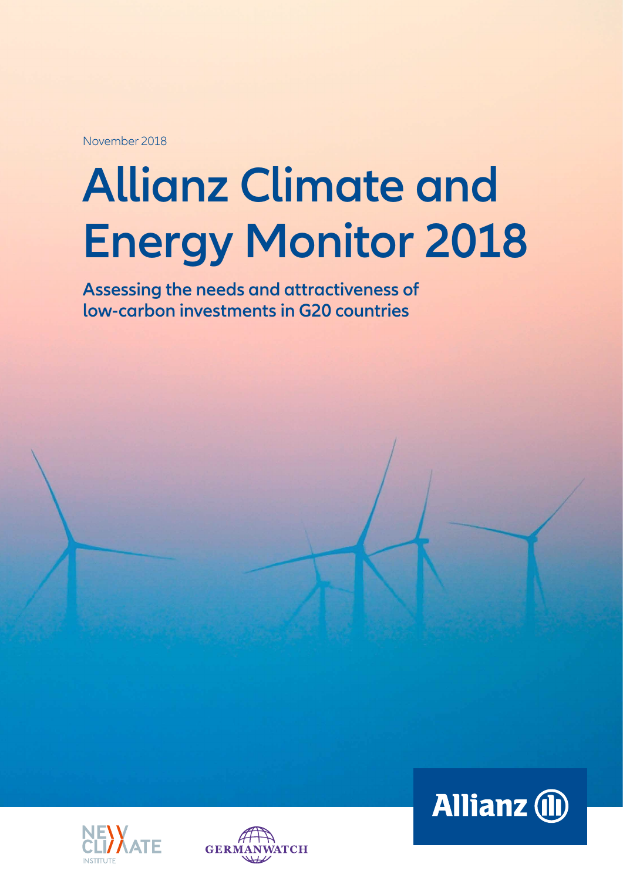November 2018

# Allianz Climate and Energy Monitor 2018

**Assessing the needs and attractiveness of low-carbon investments in G20 countries**

NEW CLIMATE INSTITUTE

GERMANWATCH

Allianz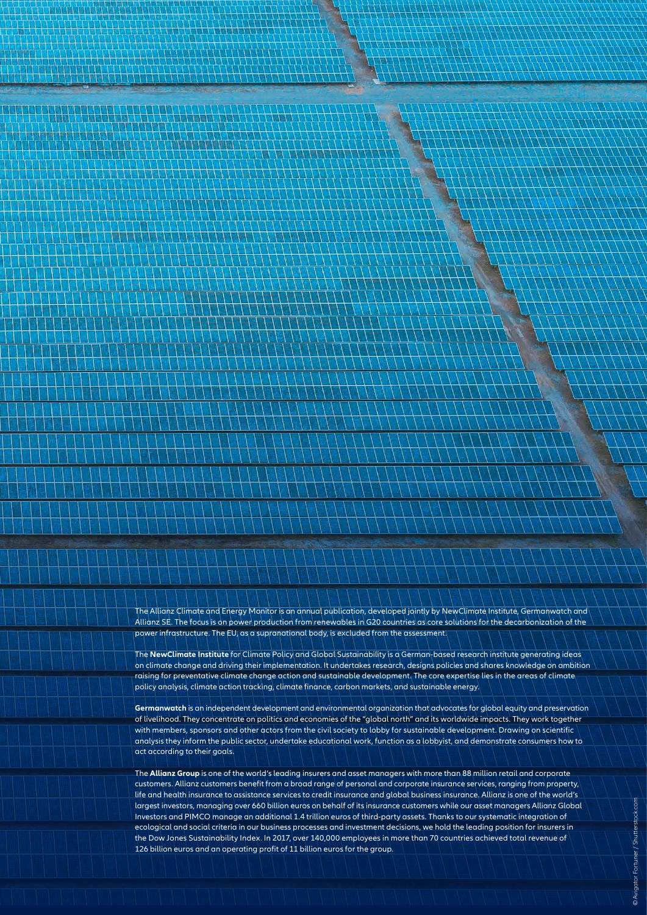The Allianz Climate and Energy Monitor is an annual publication, developed jointly by NewClimate Institute, Germanwatch and Allianz SE. The focus is on power production from renewables in G20 countries as core solutions for the decarbonization of the power infrastructure. The EU, as a supranational body, is excluded from the assessment.

The **NewClimate Institute** for Climate Policy and Global Sustainability is a German-based research institute generating ideas on climate change and driving their implementation. It undertakes research, designs policies and shares knowledge on ambition raising for preventative climate change action and sustainable development. The core expertise lies in the areas of climate policy analysis, climate action tracking, climate finance, carbon markets, and sustainable energy.

**Germanwatch** is an independent development and environmental organization that advocates for global equity and preservation of livelihood. They concentrate on politics and economies of the "global north" and its worldwide impacts. They work together with members, sponsors and other actors from the civil society to lobby for sustainable development. Drawing on scientific analysis they inform the public sector, undertake educational work, function as a lobbyist, and demonstrate consumers how to act according to their goals.

The **Allianz Group** is one of the world's leading insurers and asset managers with more than 88 million retail and corporate customers. Allianz customers benefit from a broad range of personal and corporate insurance services, ranging from property, life and health insurance to assistance services to credit insurance and global business insurance. Allianz is one of the world's largest investors, managing over 660 billion euros on behalf of its insurance customers while our asset managers Allianz Global Investors and PIMCO manage an additional 1.4 trillion euros of third-party assets. Thanks to our systematic integration of ecological and social criteria in our business processes and investment decisions, we hold the leading position for insurers in the Dow Jones Sustainability Index. In 2017, over 140,000 employees in more than 70 countries achieved total revenue of 126 billion euros and an operating profit of 11 billion euros for the group.

© Avigator Fortuner / Shutterstock.com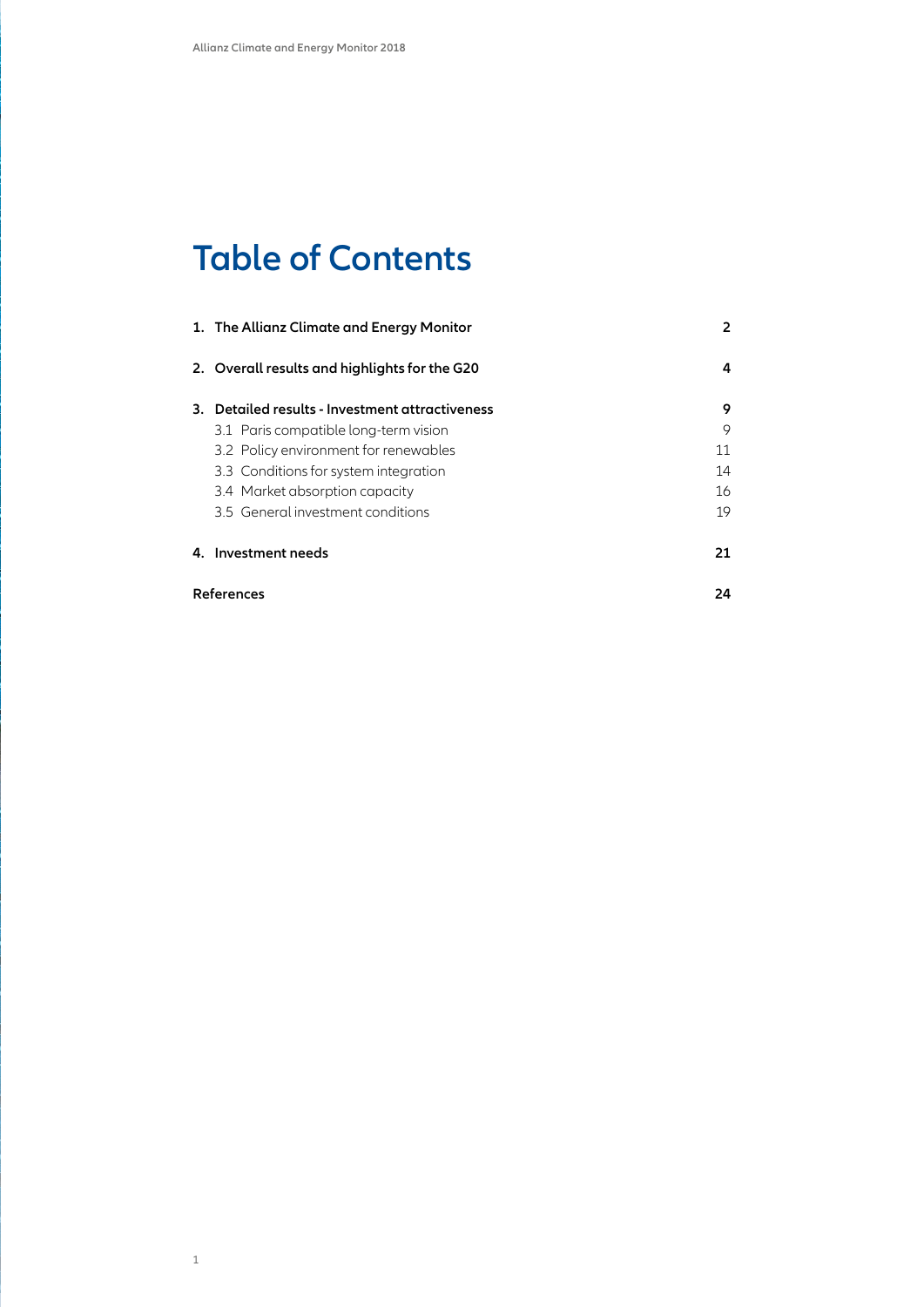# Table of Contents

| | |
|---|---|
| **1. The Allianz Climate and Energy Monitor** | **2** |
| **2. Overall results and highlights for the G20** | **4** |
| **3. Detailed results - Investment attractiveness** | **9** |
| 3.1 Paris compatible long-term vision | 9 |
| 3.2 Policy environment for renewables | 11 |
| 3.3 Conditions for system integration | 14 |
| 3.4 Market absorption capacity | 16 |
| 3.5 General investment conditions | 19 |
| **4. Investment needs** | **21** |
| **References** | **24** |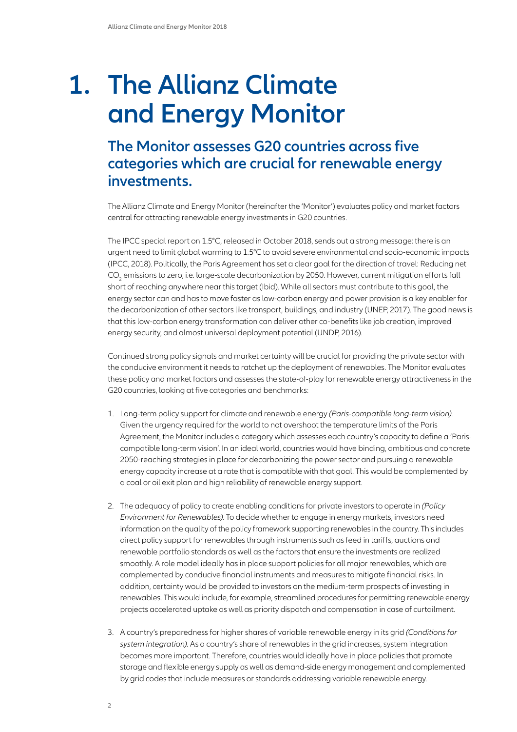# 1. The Allianz Climate and Energy Monitor

## The Monitor assesses G20 countries across five categories which are crucial for renewable energy investments.

The Allianz Climate and Energy Monitor (hereinafter the 'Monitor') evaluates policy and market factors central for attracting renewable energy investments in G20 countries.

The IPCC special report on 1.5°C, released in October 2018, sends out a strong message: there is an urgent need to limit global warming to 1.5°C to avoid severe environmental and socio-economic impacts (IPCC, 2018). Politically, the Paris Agreement has set a clear goal for the direction of travel: Reducing net $CO_2$ emissions to zero, i.e. large-scale decarbonization by 2050. However, current mitigation efforts fall short of reaching anywhere near this target (Ibid). While all sectors must contribute to this goal, the energy sector can and has to move faster as low-carbon energy and power provision is a key enabler for the decarbonization of other sectors like transport, buildings, and industry (UNEP, 2017). The good news is that this low-carbon energy transformation can deliver other co-benefits like job creation, improved energy security, and almost universal deployment potential (UNDP, 2016).

Continued strong policy signals and market certainty will be crucial for providing the private sector with the conducive environment it needs to ratchet up the deployment of renewables. The Monitor evaluates these policy and market factors and assesses the state-of-play for renewable energy attractiveness in the G20 countries, looking at five categories and benchmarks:

1. Long-term policy support for climate and renewable energy *(Paris-compatible long-term vision)*. Given the urgency required for the world to not overshoot the temperature limits of the Paris Agreement, the Monitor includes a category which assesses each country's capacity to define a 'Paris-compatible long-term vision'. In an ideal world, countries would have binding, ambitious and concrete 2050-reaching strategies in place for decarbonizing the power sector and pursuing a renewable energy capacity increase at a rate that is compatible with that goal. This would be complemented by a coal or oil exit plan and high reliability of renewable energy support.

2. The adequacy of policy to create enabling conditions for private investors to operate in *(Policy Environment for Renewables)*. To decide whether to engage in energy markets, investors need information on the quality of the policy framework supporting renewables in the country. This includes direct policy support for renewables through instruments such as feed in tariffs, auctions and renewable portfolio standards as well as the factors that ensure the investments are realized smoothly. A role model ideally has in place support policies for all major renewables, which are complemented by conducive financial instruments and measures to mitigate financial risks. In addition, certainty would be provided to investors on the medium-term prospects of investing in renewables. This would include, for example, streamlined procedures for permitting renewable energy projects accelerated uptake as well as priority dispatch and compensation in case of curtailment.

3. A country's preparedness for higher shares of variable renewable energy in its grid *(Conditions for system integration)*. As a country's share of renewables in the grid increases, system integration becomes more important. Therefore, countries would ideally have in place policies that promote storage and flexible energy supply as well as demand-side energy management and complemented by grid codes that include measures or standards addressing variable renewable energy.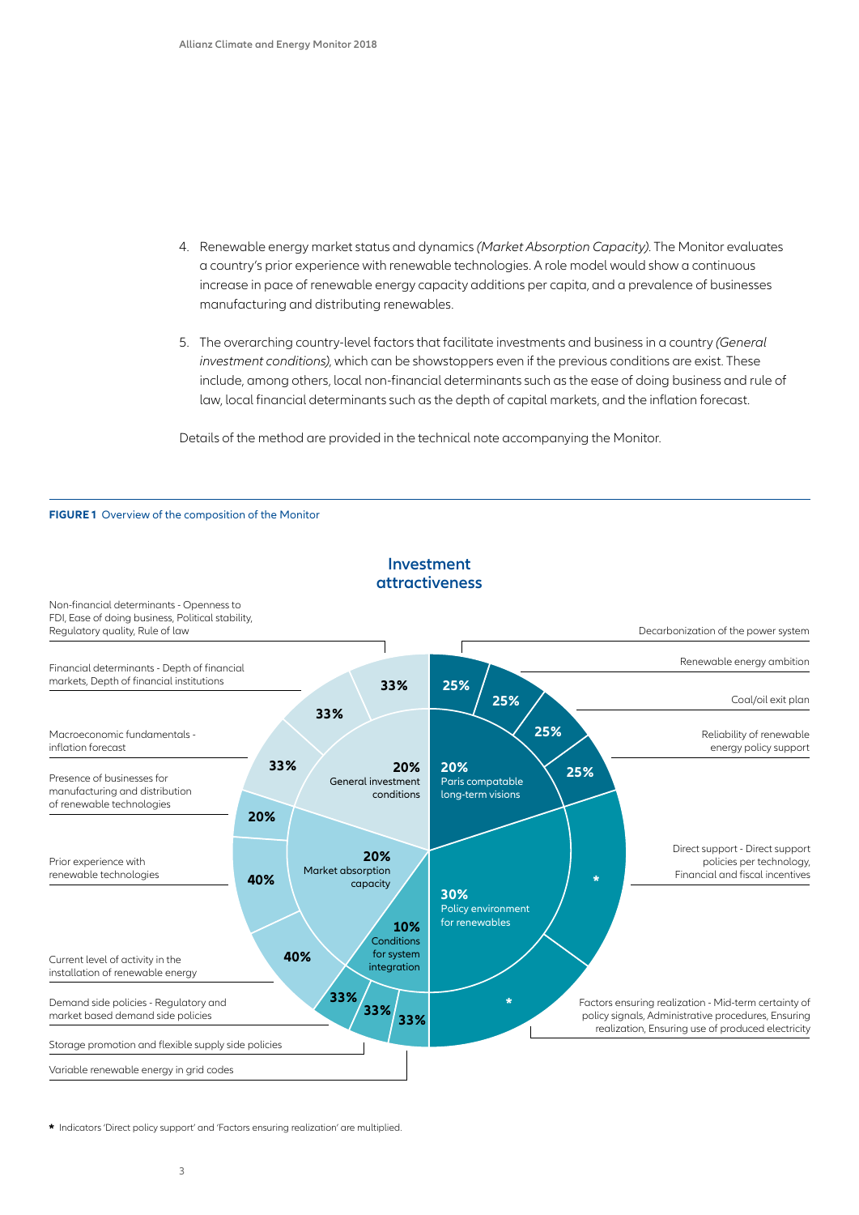4. Renewable energy market status and dynamics *(Market Absorption Capacity)*. The Monitor evaluates a country's prior experience with renewable technologies. A role model would show a continuous increase in pace of renewable energy capacity additions per capita, and a prevalence of businesses manufacturing and distributing renewables.

5. The overarching country-level factors that facilitate investments and business in a country *(General investment conditions)*, which can be showstoppers even if the previous conditions are exist. These include, among others, local non-financial determinants such as the ease of doing business and rule of law, local financial determinants such as the depth of capital markets, and the inflation forecast.

Details of the method are provided in the technical note accompanying the Monitor.

**FIGURE 1** Overview of the composition of the Monitor

**Investment attractiveness**

- **20% General investment conditions**
  - 33% Non-financial determinants - Openness to FDI, Ease of doing business, Political stability, Regulatory quality, Rule of law
  - 33% Financial determinants - Depth of financial markets, Depth of financial institutions
  - 33% Macroeconomic fundamentals - inflation forecast
- **20% Market absorption capacity**
  - 20% Presence of businesses for manufacturing and distribution of renewable technologies
  - 40% Prior experience with renewable technologies
  - 40% Current level of activity in the installation of renewable energy
- **10% Conditions for system integration**
  - 33% Demand side policies - Regulatory and market based demand side policies
  - 33% Storage promotion and flexible supply side policies
  - 33% Variable renewable energy in grid codes
- **20% Paris compatable long-term visions**
  - 25% Decarbonization of the power system
  - 25% Renewable energy ambition
  - 25% Coal/oil exit plan
  - 25% Reliability of renewable energy policy support
- **30% Policy environment for renewables**
  - * Direct support - Direct support policies per technology, Financial and fiscal incentives
  - * Factors ensuring realization - Mid-term certainty of policy signals, Administrative procedures, Ensuring realization, Ensuring use of produced electricity

* Indicators 'Direct policy support' and 'Factors ensuring realization' are multiplied.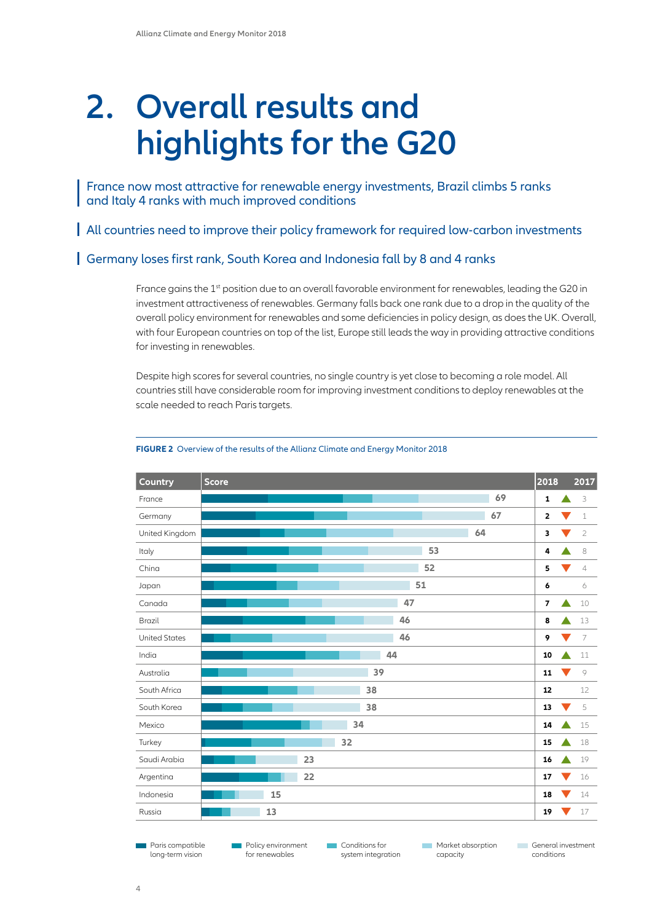# 2. Overall results and highlights for the G20

France now most attractive for renewable energy investments, Brazil climbs 5 ranks and Italy 4 ranks with much improved conditions

All countries need to improve their policy framework for required low-carbon investments

Germany loses first rank, South Korea and Indonesia fall by 8 and 4 ranks

France gains the 1st position due to an overall favorable environment for renewables, leading the G20 in investment attractiveness of renewables. Germany falls back one rank due to a drop in the quality of the overall policy environment for renewables and some deficiencies in policy design, as does the UK. Overall, with four European countries on top of the list, Europe still leads the way in providing attractive conditions for investing in renewables.

Despite high scores for several countries, no single country is yet close to becoming a role model. All countries still have considerable room for improving investment conditions to deploy renewables at the scale needed to reach Paris targets.

**FIGURE 2** Overview of the results of the Allianz Climate and Energy Monitor 2018

| Country | Score | 2018 | Change | 2017 |
|---|---|---|---|---|
| France | 69 | 1 | ▲ | 3 |
| Germany | 67 | 2 | ▼ | 1 |
| United Kingdom | 64 | 3 | ▼ | 2 |
| Italy | 53 | 4 | ▲ | 8 |
| China | 52 | 5 | ▼ | 4 |
| Japan | 51 | 6 | | 6 |
| Canada | 47 | 7 | ▲ | 10 |
| Brazil | 46 | 8 | ▲ | 13 |
| United States | 46 | 9 | ▼ | 7 |
| India | 44 | 10 | ▲ | 11 |
| Australia | 39 | 11 | ▼ | 9 |
| South Africa | 38 | 12 | | 12 |
| South Korea | 38 | 13 | ▼ | 5 |
| Mexico | 34 | 14 | ▲ | 15 |
| Turkey | 32 | 15 | ▲ | 18 |
| Saudi Arabia | 23 | 16 | ▲ | 19 |
| Argentina | 22 | 17 | ▼ | 16 |
| Indonesia | 15 | 18 | ▼ | 14 |
| Russia | 13 | 19 | ▼ | 17 |

Paris compatible long-term vision | Policy environment for renewables | Conditions for system integration | Market absorption capacity | General investment conditions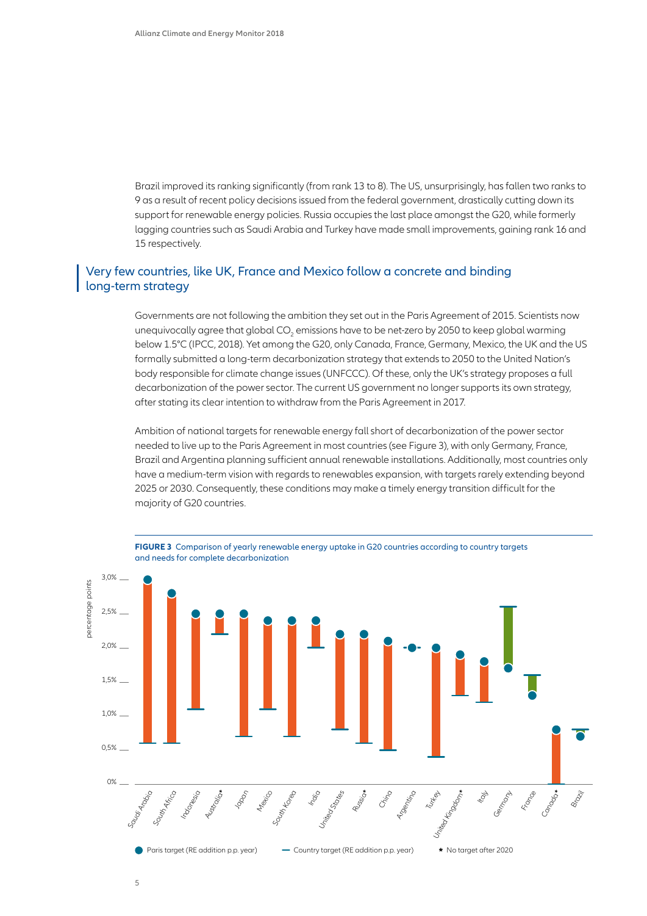Brazil improved its ranking significantly (from rank 13 to 8). The US, unsurprisingly, has fallen two ranks to 9 as a result of recent policy decisions issued from the federal government, drastically cutting down its support for renewable energy policies. Russia occupies the last place amongst the G20, while formerly lagging countries such as Saudi Arabia and Turkey have made small improvements, gaining rank 16 and 15 respectively.

## Very few countries, like UK, France and Mexico follow a concrete and binding long-term strategy

Governments are not following the ambition they set out in the Paris Agreement of 2015. Scientists now unequivocally agree that global $CO_2$ emissions have to be net-zero by 2050 to keep global warming below 1.5°C (IPCC, 2018). Yet among the G20, only Canada, France, Germany, Mexico, the UK and the US formally submitted a long-term decarbonization strategy that extends to 2050 to the United Nation's body responsible for climate change issues (UNFCCC). Of these, only the UK's strategy proposes a full decarbonization of the power sector. The current US government no longer supports its own strategy, after stating its clear intention to withdraw from the Paris Agreement in 2017.

Ambition of national targets for renewable energy fall short of decarbonization of the power sector needed to live up to the Paris Agreement in most countries (see Figure 3), with only Germany, France, Brazil and Argentina planning sufficient annual renewable installations. Additionally, most countries only have a medium-term vision with regards to renewables expansion, with targets rarely extending beyond 2025 or 2030. Consequently, these conditions may make a timely energy transition difficult for the majority of G20 countries.

**FIGURE 3** Comparison of yearly renewable energy uptake in G20 countries according to country targets and needs for complete decarbonization

| Country | Paris target (RE addition p.p. year) | Country target (RE addition p.p. year) |
|---|---|---|
| Saudi Arabia | 3.0% | 0.6% |
| South Africa | 2.8% | 0.6% |
| Indonesia | 2.5% | 1.1% |
| Australia* | 2.5% | 2.2% |
| Japan | 2.5% | 0.7% |
| Mexico | 2.4% | 1.1% |
| South Korea | 2.4% | 0.7% |
| India | 2.4% | 2.0% |
| United States | 2.2% | 0.8% |
| Russia* | 2.2% | 0.6% |
| China | 2.1% | 0.5% |
| Argentina | 2.0% | 2.0% |
| Turkey | 2.0% | 0.4% |
| United Kingdom* | 1.9% | 1.3% |
| Italy | 1.8% | 1.2% |
| Germany | 1.7% | 2.6% |
| France | 1.3% | 1.6% |
| Canada* | 0.8% | 0% |
| Brazil | 0.7% | 0.8% |

● Paris target (RE addition p.p. year) — Country target (RE addition p.p. year) * No target after 2020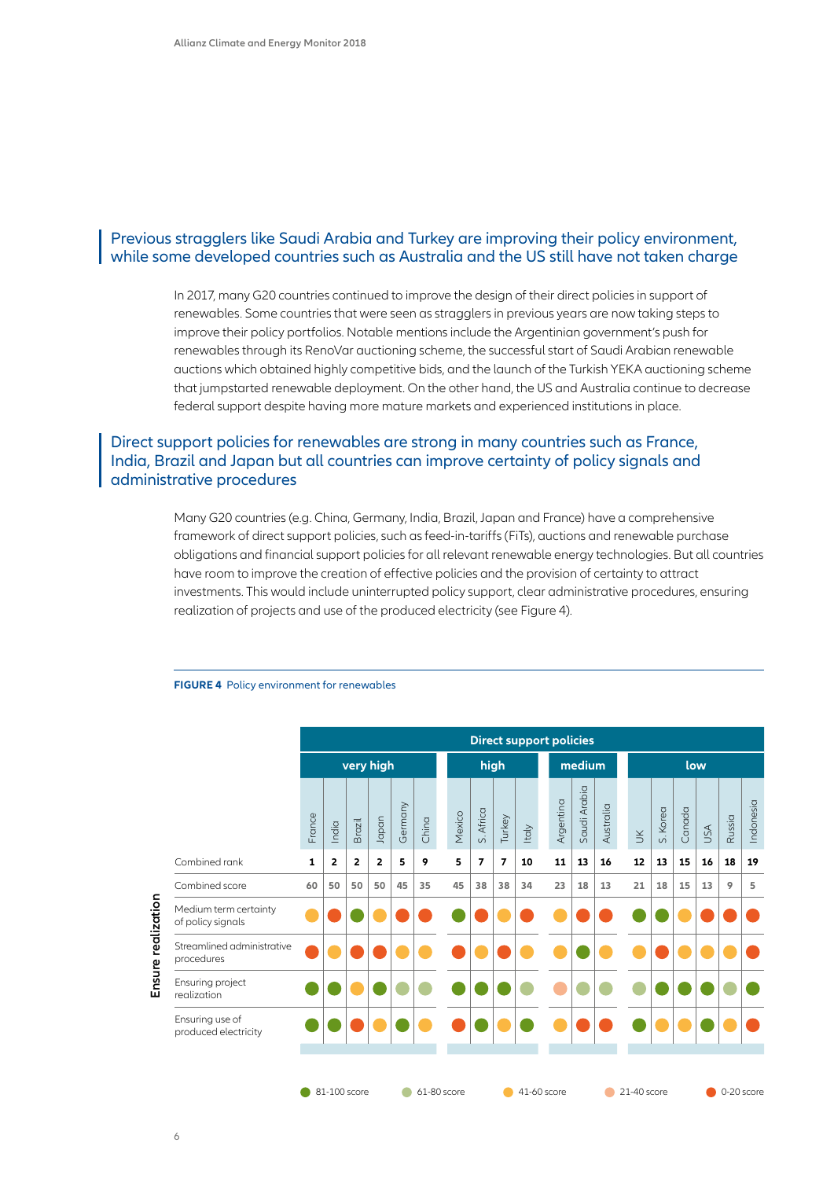## Previous stragglers like Saudi Arabia and Turkey are improving their policy environment, while some developed countries such as Australia and the US still have not taken charge

In 2017, many G20 countries continued to improve the design of their direct policies in support of renewables. Some countries that were seen as stragglers in previous years are now taking steps to improve their policy portfolios. Notable mentions include the Argentinian government's push for renewables through its RenoVar auctioning scheme, the successful start of Saudi Arabian renewable auctions which obtained highly competitive bids, and the launch of the Turkish YEKA auctioning scheme that jumpstarted renewable deployment. On the other hand, the US and Australia continue to decrease federal support despite having more mature markets and experienced institutions in place.

## Direct support policies for renewables are strong in many countries such as France, India, Brazil and Japan but all countries can improve certainty of policy signals and administrative procedures

Many G20 countries (e.g. China, Germany, India, Brazil, Japan and France) have a comprehensive framework of direct support policies, such as feed-in-tariffs (FiTs), auctions and renewable purchase obligations and financial support policies for all relevant renewable energy technologies. But all countries have room to improve the creation of effective policies and the provision of certainty to attract investments. This would include uninterrupted policy support, clear administrative procedures, ensuring realization of projects and use of the produced electricity (see Figure 4).

**FIGURE 4** Policy environment for renewables

| Direct support policies | very high | | | | | | high | | | | medium | | | low | | | | | |
|---|---|---|---|---|---|---|---|---|---|---|---|---|---|---|---|---|---|---|---|
| | France | India | Brazil | Japan | Germany | China | Mexico | S. Africa | Turkey | Italy | Argentina | Saudi Arabia | Australia | UK | S. Korea | Canada | USA | Russia | Indonesia |
| Combined rank | 1 | 2 | 2 | 2 | 5 | 9 | 5 | 7 | 7 | 10 | 11 | 13 | 16 | 12 | 13 | 15 | 16 | 18 | 19 |
| Combined score | 60 | 50 | 50 | 50 | 45 | 35 | 45 | 38 | 38 | 34 | 23 | 18 | 13 | 21 | 18 | 15 | 13 | 9 | 5 |
| **Ensure realization:** Medium term certainty of policy signals | 41-60 | 0-20 | 81-100 | 41-60 | 0-20 | 0-20 | 81-100 | 0-20 | 41-60 | 0-20 | 41-60 | 0-20 | 0-20 | 81-100 | 81-100 | 41-60 | 0-20 | 0-20 | 0-20 |
| **Ensure realization:** Streamlined administrative procedures | 0-20 | 41-60 | 0-20 | 0-20 | 41-60 | 41-60 | 0-20 | 41-60 | 0-20 | 41-60 | 41-60 | 81-100 | 41-60 | 41-60 | 0-20 | 41-60 | 41-60 | 41-60 | 0-20 |
| **Ensure realization:** Ensuring project realization | 81-100 | 81-100 | 41-60 | 81-100 | 61-80 | 61-80 | 81-100 | 81-100 | 81-100 | 61-80 | 21-40 | 61-80 | 61-80 | 61-80 | 81-100 | 81-100 | 81-100 | 61-80 | 81-100 |
| **Ensure realization:** Ensuring use of produced electricity | 81-100 | 81-100 | 0-20 | 41-60 | 81-100 | 41-60 | 0-20 | 81-100 | 41-60 | 81-100 | 41-60 | 0-20 | 0-20 | 81-100 | 41-60 | 41-60 | 81-100 | 41-60 | 0-20 |

Legend: 81-100 score; 61-80 score; 41-60 score; 21-40 score; 0-20 score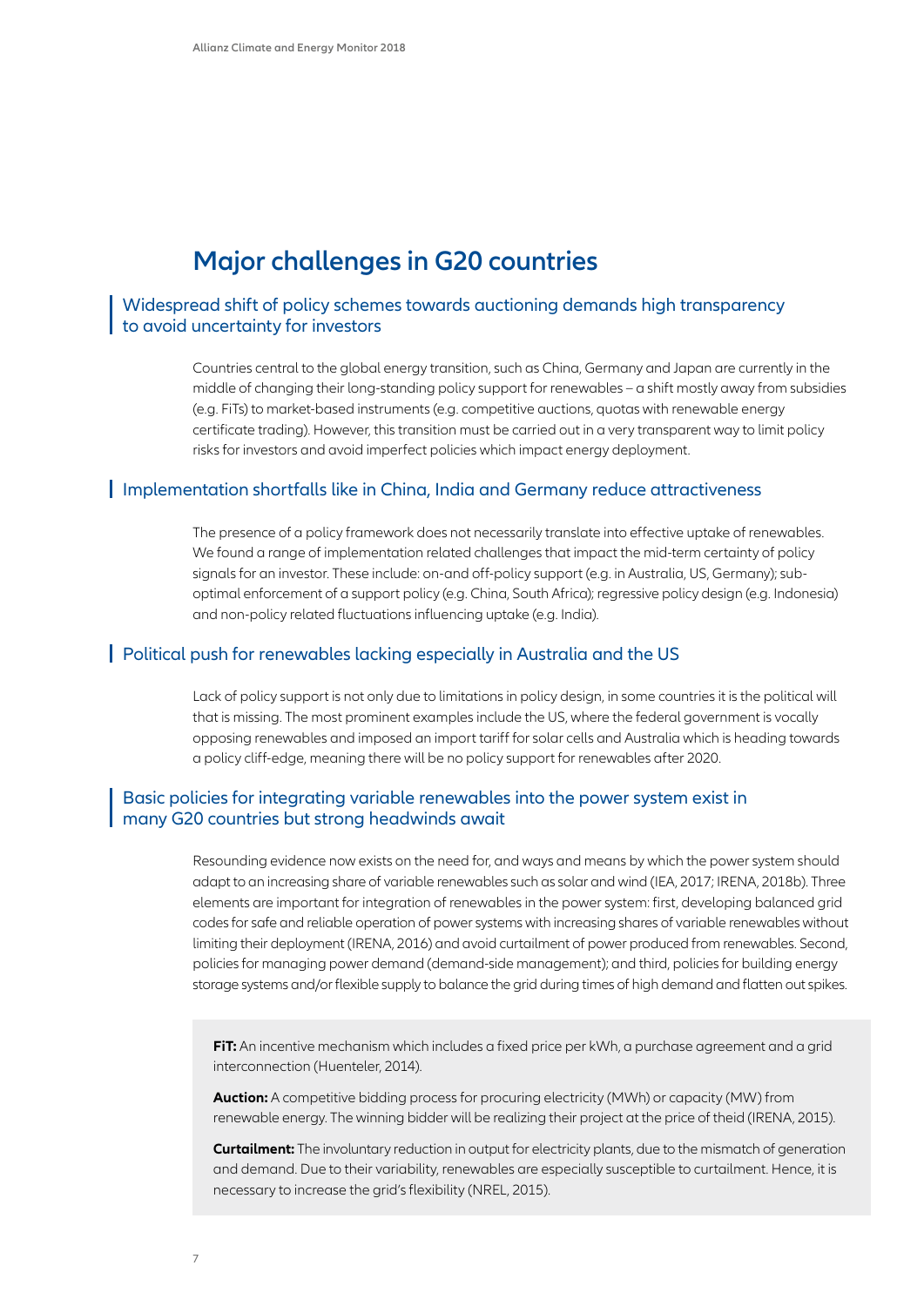# Major challenges in G20 countries

## Widespread shift of policy schemes towards auctioning demands high transparency to avoid uncertainty for investors

Countries central to the global energy transition, such as China, Germany and Japan are currently in the middle of changing their long-standing policy support for renewables – a shift mostly away from subsidies (e.g. FiTs) to market-based instruments (e.g. competitive auctions, quotas with renewable energy certificate trading). However, this transition must be carried out in a very transparent way to limit policy risks for investors and avoid imperfect policies which impact energy deployment.

## Implementation shortfalls like in China, India and Germany reduce attractiveness

The presence of a policy framework does not necessarily translate into effective uptake of renewables. We found a range of implementation related challenges that impact the mid-term certainty of policy signals for an investor. These include: on-and off-policy support (e.g. in Australia, US, Germany); sub-optimal enforcement of a support policy (e.g. China, South Africa); regressive policy design (e.g. Indonesia) and non-policy related fluctuations influencing uptake (e.g. India).

## Political push for renewables lacking especially in Australia and the US

Lack of policy support is not only due to limitations in policy design, in some countries it is the political will that is missing. The most prominent examples include the US, where the federal government is vocally opposing renewables and imposed an import tariff for solar cells and Australia which is heading towards a policy cliff-edge, meaning there will be no policy support for renewables after 2020.

## Basic policies for integrating variable renewables into the power system exist in many G20 countries but strong headwinds await

Resounding evidence now exists on the need for, and ways and means by which the power system should adapt to an increasing share of variable renewables such as solar and wind (IEA, 2017; IRENA, 2018b). Three elements are important for integration of renewables in the power system: first, developing balanced grid codes for safe and reliable operation of power systems with increasing shares of variable renewables without limiting their deployment (IRENA, 2016) and avoid curtailment of power produced from renewables. Second, policies for managing power demand (demand-side management); and third, policies for building energy storage systems and/or flexible supply to balance the grid during times of high demand and flatten out spikes.

**FiT:** An incentive mechanism which includes a fixed price per kWh, a purchase agreement and a grid interconnection (Huenteler, 2014).

**Auction:** A competitive bidding process for procuring electricity (MWh) or capacity (MW) from renewable energy. The winning bidder will be realizing their project at the price of theid (IRENA, 2015).

**Curtailment:** The involuntary reduction in output for electricity plants, due to the mismatch of generation and demand. Due to their variability, renewables are especially susceptible to curtailment. Hence, it is necessary to increase the grid's flexibility (NREL, 2015).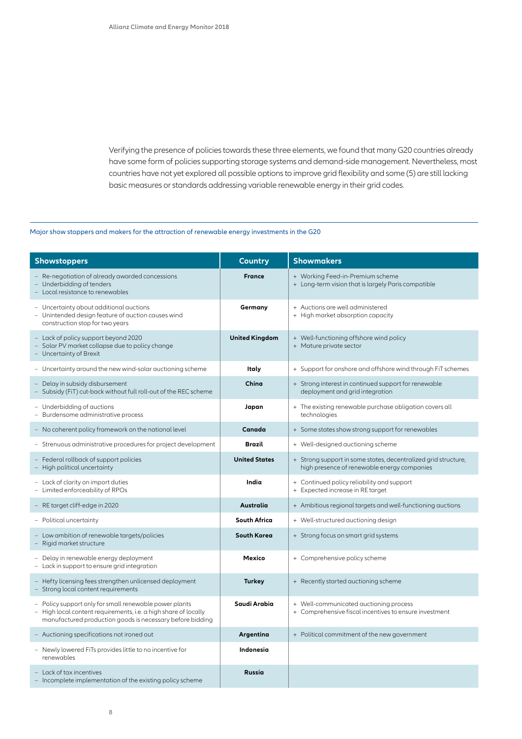Verifying the presence of policies towards these three elements, we found that many G20 countries already have some form of policies supporting storage systems and demand-side management. Nevertheless, most countries have not yet explored all possible options to improve grid flexibility and some (5) are still lacking basic measures or standards addressing variable renewable energy in their grid codes.

Major show stoppers and makers for the attraction of renewable energy investments in the G20

| Showstoppers | Country | Showmakers |
|---|---|---|
| – Re-negotiation of already awarded concessions<br>– Underbidding of tenders<br>– Local resistance to renewables | **France** | + Working Feed-in-Premium scheme<br>+ Long-term vision that is largely Paris compatible |
| – Uncertainty about additional auctions<br>– Unintended design feature of auction causes wind construction stop for two years | **Germany** | + Auctions are well administered<br>+ High market absorption capacity |
| – Lack of policy support beyond 2020<br>– Solar PV market collapse due to policy change<br>– Uncertainty of Brexit | **United Kingdom** | + Well-functioning offshore wind policy<br>+ Mature private sector |
| – Uncertainty around the new wind-solar auctioning scheme | **Italy** | + Support for onshore and offshore wind through FiT schemes |
| – Delay in subsidy disbursement<br>– Subsidy (FiT) cut-back without full roll-out of the REC scheme | **China** | + Strong interest in continued support for renewable deployment and grid integration |
| – Underbidding of auctions<br>– Burdensome administrative process | **Japan** | + The existing renewable purchase obligation covers all technologies |
| – No coherent policy framework on the national level | **Canada** | + Some states show strong support for renewables |
| – Strenuous administrative procedures for project development | **Brazil** | + Well-designed auctioning scheme |
| – Federal rollback of support policies<br>– High political uncertainty | **United States** | + Strong support in some states, decentralized grid structure, high presence of renewable energy companies |
| – Lack of clarity on import duties<br>– Limited enforceability of RPOs | **India** | + Continued policy reliability and support<br>+ Expected increase in RE target |
| – RE target cliff-edge in 2020 | **Australia** | + Ambitious regional targets and well-functioning auctions |
| – Political uncertainty | **South Africa** | + Well-structured auctioning design |
| – Low ambition of renewable targets/policies<br>– Rigid market structure | **South Korea** | + Strong focus on smart grid systems |
| – Delay in renewable energy deployment<br>– Lack in support to ensure grid integration | **Mexico** | + Comprehensive policy scheme |
| – Hefty licensing fees strengthen unlicensed deployment<br>– Strong local content requirements | **Turkey** | + Recently started auctioning scheme |
| – Policy support only for small renewable power plants<br>– High local content requirements, i.e. a high share of locally manufactured production goods is necessary before bidding | **Saudi Arabia** | + Well-communicated auctioning process<br>+ Comprehensive fiscal incentives to ensure investment |
| – Auctioning specifications not ironed out | **Argentina** | + Political commitment of the new government |
| – Newly lowered FiTs provides little to no incentive for renewables | **Indonesia** | |
| – Lack of tax incentives<br>– Incomplete implementation of the existing policy scheme | **Russia** | |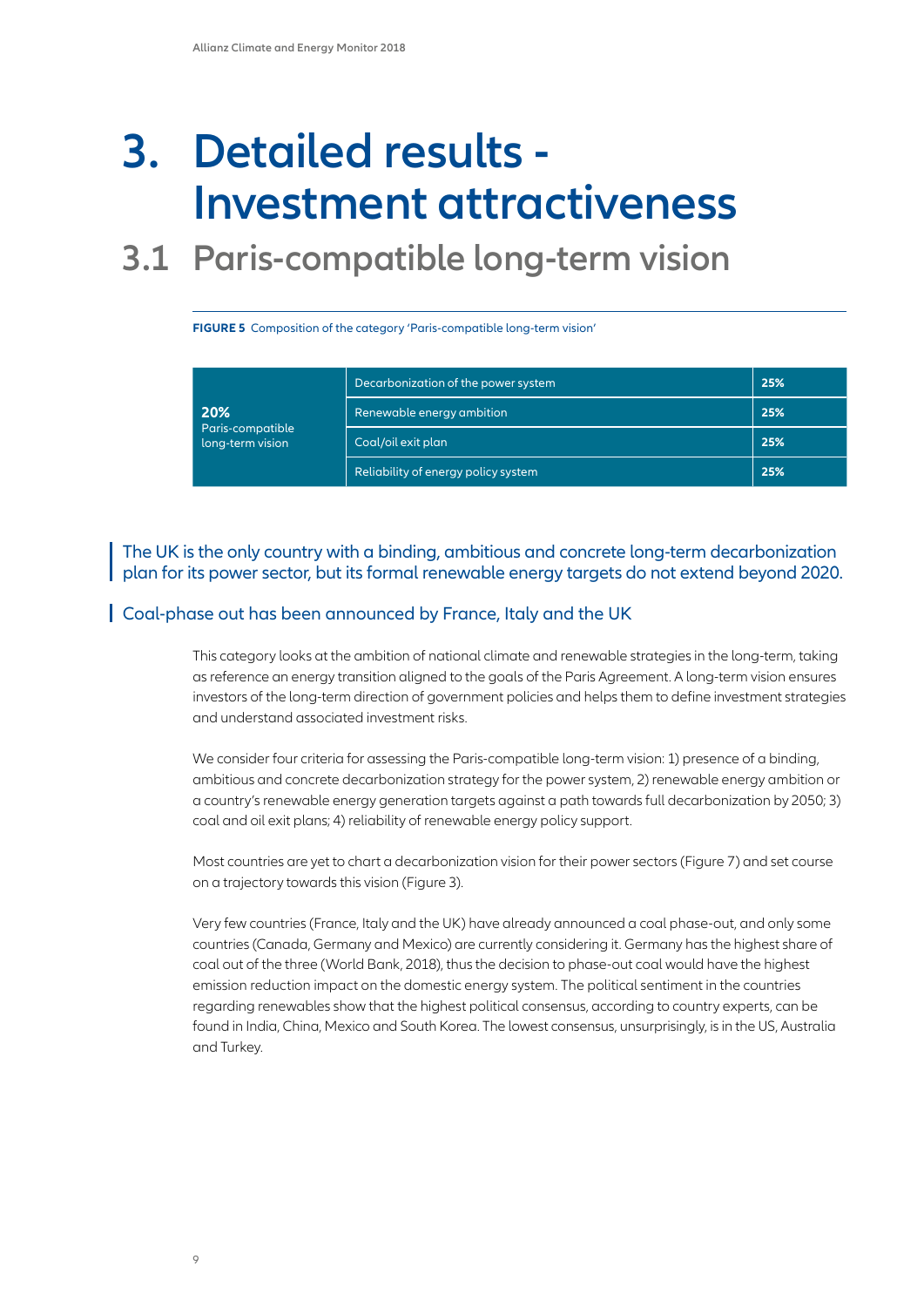# 3. Detailed results - Investment attractiveness

## 3.1 Paris-compatible long-term vision

**FIGURE 5** Composition of the category 'Paris-compatible long-term vision'

| | | |
|---|---|---|
| **20%** Paris-compatible long-term vision | Decarbonization of the power system | **25%** |
| | Renewable energy ambition | **25%** |
| | Coal/oil exit plan | **25%** |
| | Reliability of energy policy system | **25%** |

The UK is the only country with a binding, ambitious and concrete long-term decarbonization plan for its power sector, but its formal renewable energy targets do not extend beyond 2020.

Coal-phase out has been announced by France, Italy and the UK

This category looks at the ambition of national climate and renewable strategies in the long-term, taking as reference an energy transition aligned to the goals of the Paris Agreement. A long-term vision ensures investors of the long-term direction of government policies and helps them to define investment strategies and understand associated investment risks.

We consider four criteria for assessing the Paris-compatible long-term vision: 1) presence of a binding, ambitious and concrete decarbonization strategy for the power system, 2) renewable energy ambition or a country's renewable energy generation targets against a path towards full decarbonization by 2050; 3) coal and oil exit plans; 4) reliability of renewable energy policy support.

Most countries are yet to chart a decarbonization vision for their power sectors (Figure 7) and set course on a trajectory towards this vision (Figure 3).

Very few countries (France, Italy and the UK) have already announced a coal phase-out, and only some countries (Canada, Germany and Mexico) are currently considering it. Germany has the highest share of coal out of the three (World Bank, 2018), thus the decision to phase-out coal would have the highest emission reduction impact on the domestic energy system. The political sentiment in the countries regarding renewables show that the highest political consensus, according to country experts, can be found in India, China, Mexico and South Korea. The lowest consensus, unsurprisingly, is in the US, Australia and Turkey.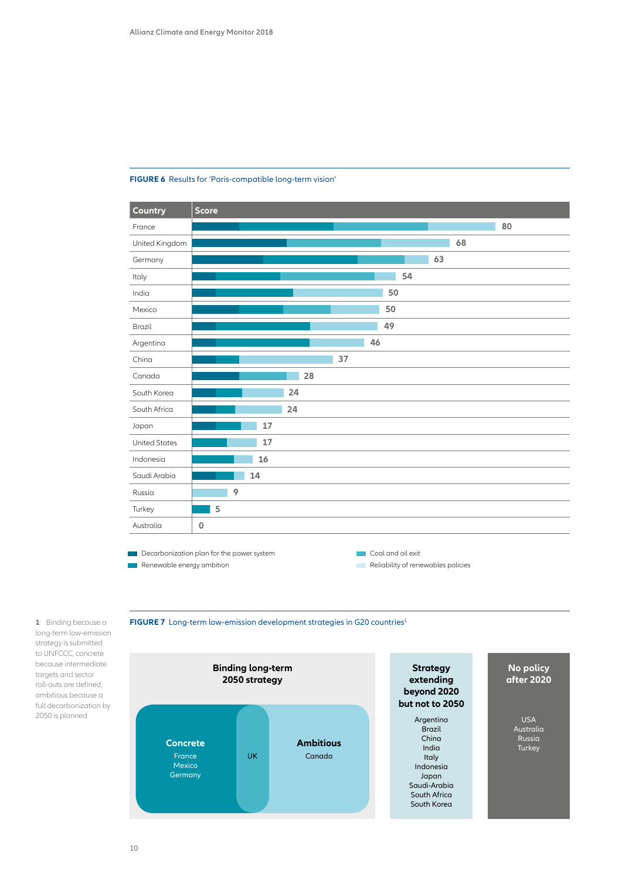**FIGURE 6** Results for 'Paris-compatible long-term vision'

| Country | Score |
|---|---|
| France | 80 |
| United Kingdom | 68 |
| Germany | 63 |
| Italy | 54 |
| India | 50 |
| Mexico | 50 |
| Brazil | 49 |
| Argentina | 46 |
| China | 37 |
| Canada | 28 |
| South Korea | 24 |
| South Africa | 24 |
| Japan | 17 |
| United States | 17 |
| Indonesia | 16 |
| Saudi Arabia | 14 |
| Russia | 9 |
| Turkey | 5 |
| Australia | 0 |

Decarbonization plan for the power system
Renewable energy ambition
Coal and oil exit
Reliability of renewables policies

**FIGURE 7** Long-term low-emission development strategies in G20 countries[1]

**Binding long-term 2050 strategy**

- **Concrete**: France, Mexico, Germany
- Concrete and Ambitious: UK
- **Ambitious**: Canada

**Strategy extending beyond 2020 but not to 2050**: Argentina, Brazil, China, India, Italy, Indonesia, Japan, Saudi-Arabia, South Africa, South Korea

**No policy after 2020**: USA, Australia, Russia, Turkey

1 Binding because a long-term low-emission strategy is submitted to UNFCCC, concrete because intermediate targets and sector roll-outs are defined, ambitious because a full decarbonization by 2050 is planned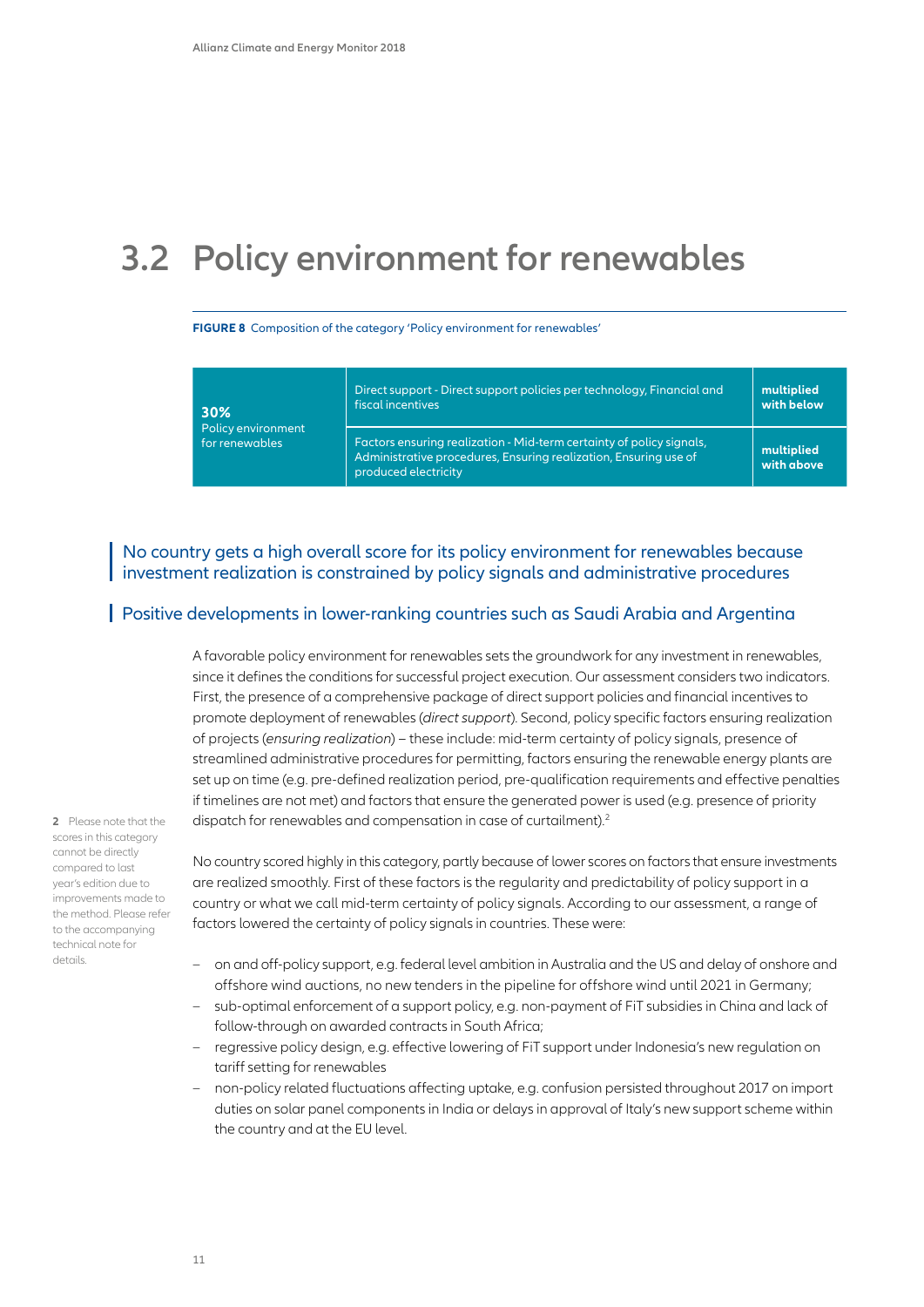# 3.2 Policy environment for renewables

**FIGURE 8** Composition of the category 'Policy environment for renewables'

| **30%** Policy environment for renewables | Direct support - Direct support policies per technology, Financial and fiscal incentives | **multiplied with below** |
|---|---|---|
| | Factors ensuring realization - Mid-term certainty of policy signals, Administrative procedures, Ensuring realization, Ensuring use of produced electricity | **multiplied with above** |

## No country gets a high overall score for its policy environment for renewables because investment realization is constrained by policy signals and administrative procedures

## Positive developments in lower-ranking countries such as Saudi Arabia and Argentina

A favorable policy environment for renewables sets the groundwork for any investment in renewables, since it defines the conditions for successful project execution. Our assessment considers two indicators. First, the presence of a comprehensive package of direct support policies and financial incentives to promote deployment of renewables (*direct support*). Second, policy specific factors ensuring realization of projects (*ensuring realization*) – these include: mid-term certainty of policy signals, presence of streamlined administrative procedures for permitting, factors ensuring the renewable energy plants are set up on time (e.g. pre-defined realization period, pre-qualification requirements and effective penalties if timelines are not met) and factors that ensure the generated power is used (e.g. presence of priority dispatch for renewables and compensation in case of curtailment).[2]

No country scored highly in this category, partly because of lower scores on factors that ensure investments are realized smoothly. First of these factors is the regularity and predictability of policy support in a country or what we call mid-term certainty of policy signals. According to our assessment, a range of factors lowered the certainty of policy signals in countries. These were:

- on and off-policy support, e.g. federal level ambition in Australia and the US and delay of onshore and offshore wind auctions, no new tenders in the pipeline for offshore wind until 2021 in Germany;
- sub-optimal enforcement of a support policy, e.g. non-payment of FiT subsidies in China and lack of follow-through on awarded contracts in South Africa;
- regressive policy design, e.g. effective lowering of FiT support under Indonesia's new regulation on tariff setting for renewables
- non-policy related fluctuations affecting uptake, e.g. confusion persisted throughout 2017 on import duties on solar panel components in India or delays in approval of Italy's new support scheme within the country and at the EU level.

2 Please note that the scores in this category cannot be directly compared to last year's edition due to improvements made to the method. Please refer to the accompanying technical note for details.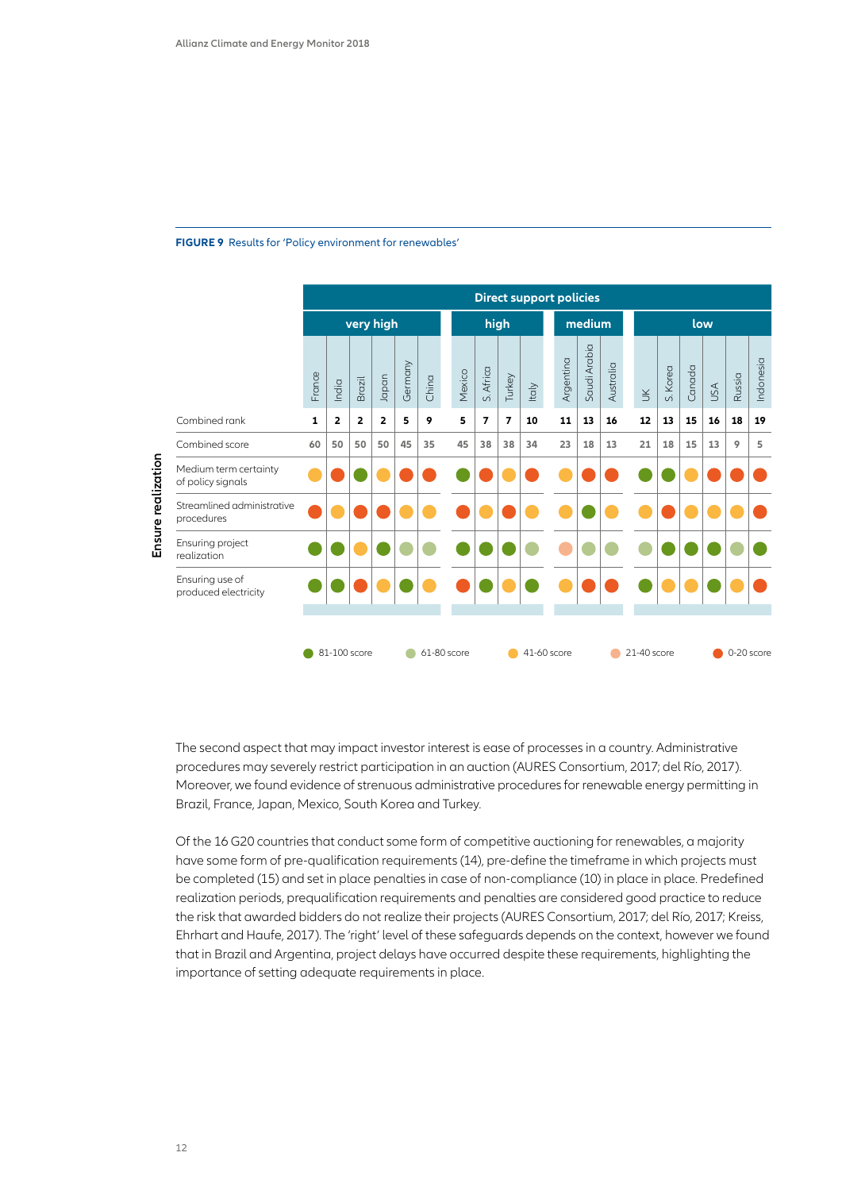**FIGURE 9** Results for 'Policy environment for renewables'

| Ensure realization | Direct support policies: very high | | | | | | high | | | | medium | | | low | | | | | |
|---|---|---|---|---|---|---|---|---|---|---|---|---|---|---|---|---|---|---|---|
| | France | India | Brazil | Japan | Germany | China | Mexico | S. Africa | Turkey | Italy | Argentina | Saudi Arabia | Australia | UK | S. Korea | Canada | USA | Russia | Indonesia |
| Combined rank | 1 | 2 | 2 | 2 | 5 | 9 | 5 | 7 | 7 | 10 | 11 | 13 | 16 | 12 | 13 | 15 | 16 | 18 | 19 |
| Combined score | 60 | 50 | 50 | 50 | 45 | 35 | 45 | 38 | 38 | 34 | 23 | 18 | 13 | 21 | 18 | 15 | 13 | 9 | 5 |
| Medium term certainty of policy signals | 41-60 | 0-20 | 81-100 | 41-60 | 0-20 | 0-20 | 81-100 | 0-20 | 41-60 | 0-20 | 41-60 | 0-20 | 0-20 | 81-100 | 81-100 | 41-60 | 0-20 | 0-20 | 0-20 |
| Streamlined administrative procedures | 0-20 | 41-60 | 0-20 | 0-20 | 41-60 | 41-60 | 0-20 | 41-60 | 0-20 | 41-60 | 41-60 | 81-100 | 41-60 | 41-60 | 0-20 | 41-60 | 41-60 | 41-60 | 0-20 |
| Ensuring project realization | 81-100 | 81-100 | 41-60 | 81-100 | 61-80 | 61-80 | 81-100 | 81-100 | 81-100 | 61-80 | 21-40 | 61-80 | 61-80 | 61-80 | 81-100 | 81-100 | 81-100 | 61-80 | 81-100 |
| Ensuring use of produced electricity | 81-100 | 81-100 | 0-20 | 41-60 | 81-100 | 41-60 | 0-20 | 81-100 | 41-60 | 81-100 | 41-60 | 0-20 | 0-20 | 81-100 | 41-60 | 41-60 | 81-100 | 41-60 | 0-20 |

Legend: 81-100 score; 61-80 score; 41-60 score; 21-40 score; 0-20 score

The second aspect that may impact investor interest is ease of processes in a country. Administrative procedures may severely restrict participation in an auction (AURES Consortium, 2017; del Río, 2017). Moreover, we found evidence of strenuous administrative procedures for renewable energy permitting in Brazil, France, Japan, Mexico, South Korea and Turkey.

Of the 16 G20 countries that conduct some form of competitive auctioning for renewables, a majority have some form of pre-qualification requirements (14), pre-define the timeframe in which projects must be completed (15) and set in place penalties in case of non-compliance (10) in place in place. Predefined realization periods, prequalification requirements and penalties are considered good practice to reduce the risk that awarded bidders do not realize their projects (AURES Consortium, 2017; del Río, 2017; Kreiss, Ehrhart and Haufe, 2017). The 'right' level of these safeguards depends on the context, however we found that in Brazil and Argentina, project delays have occurred despite these requirements, highlighting the importance of setting adequate requirements in place.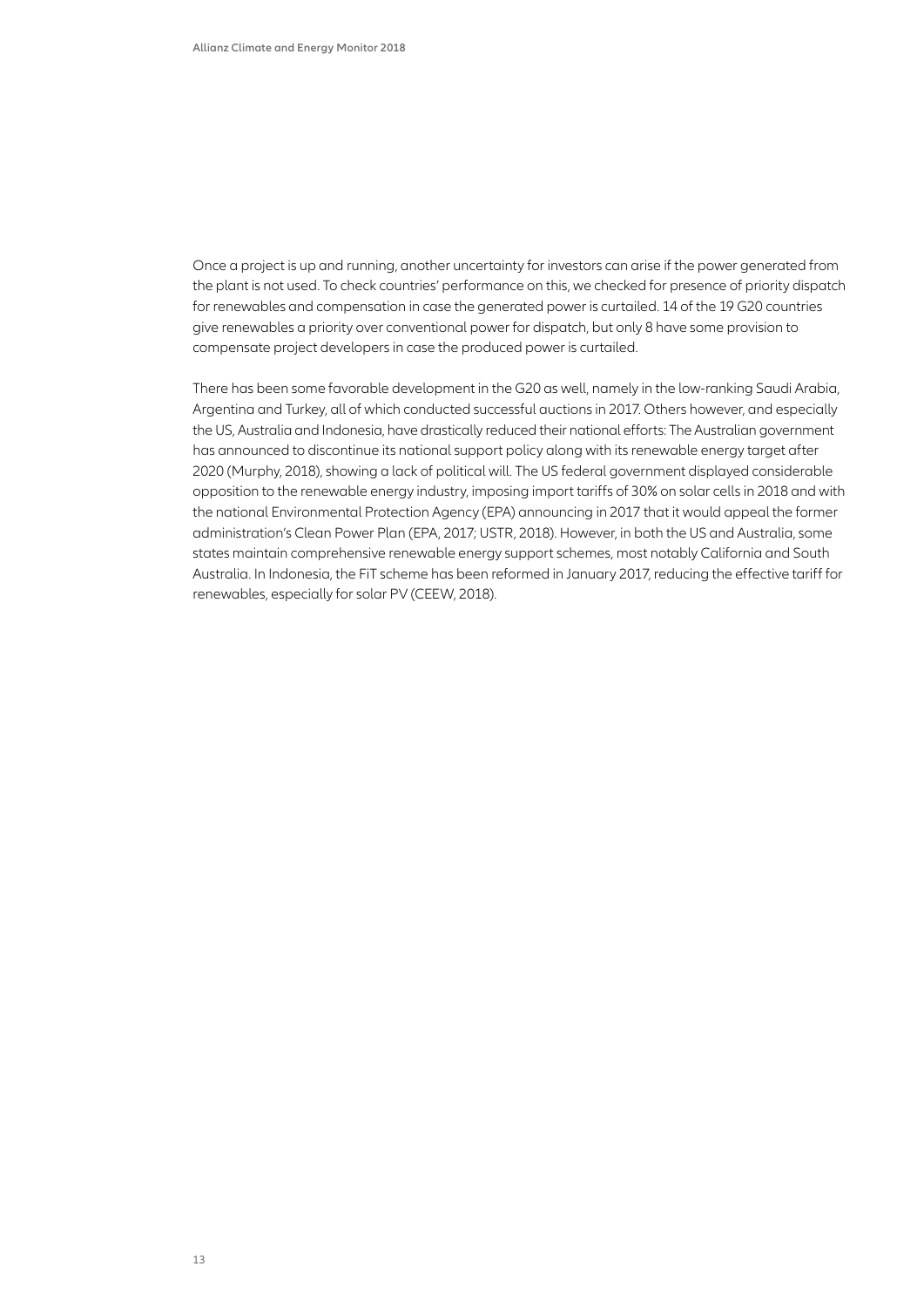Once a project is up and running, another uncertainty for investors can arise if the power generated from the plant is not used. To check countries' performance on this, we checked for presence of priority dispatch for renewables and compensation in case the generated power is curtailed. 14 of the 19 G20 countries give renewables a priority over conventional power for dispatch, but only 8 have some provision to compensate project developers in case the produced power is curtailed.

There has been some favorable development in the G20 as well, namely in the low-ranking Saudi Arabia, Argentina and Turkey, all of which conducted successful auctions in 2017. Others however, and especially the US, Australia and Indonesia, have drastically reduced their national efforts: The Australian government has announced to discontinue its national support policy along with its renewable energy target after 2020 (Murphy, 2018), showing a lack of political will. The US federal government displayed considerable opposition to the renewable energy industry, imposing import tariffs of 30% on solar cells in 2018 and with the national Environmental Protection Agency (EPA) announcing in 2017 that it would appeal the former administration's Clean Power Plan (EPA, 2017; USTR, 2018). However, in both the US and Australia, some states maintain comprehensive renewable energy support schemes, most notably California and South Australia. In Indonesia, the FiT scheme has been reformed in January 2017, reducing the effective tariff for renewables, especially for solar PV (CEEW, 2018).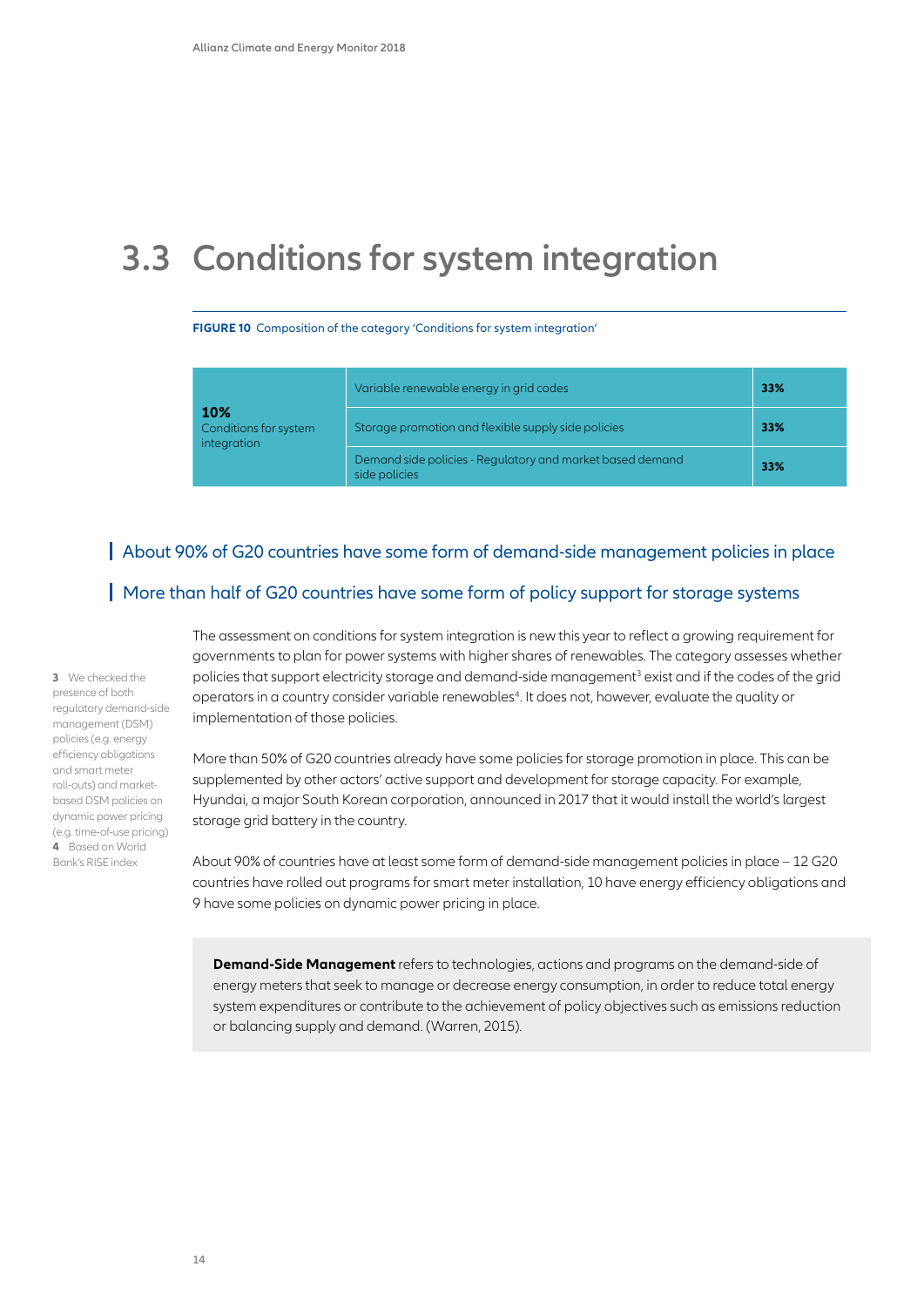# 3.3 Conditions for system integration

**FIGURE 10** Composition of the category 'Conditions for system integration'

| | | |
|---|---|---|
| **10%** Conditions for system integration | Variable renewable energy in grid codes | **33%** |
| | Storage promotion and flexible supply side policies | **33%** |
| | Demand side policies - Regulatory and market based demand side policies | **33%** |

## About 90% of G20 countries have some form of demand-side management policies in place

## More than half of G20 countries have some form of policy support for storage systems

The assessment on conditions for system integration is new this year to reflect a growing requirement for governments to plan for power systems with higher shares of renewables. The category assesses whether policies that support electricity storage and demand-side management[3] exist and if the codes of the grid operators in a country consider variable renewables[4]. It does not, however, evaluate the quality or implementation of those policies.

More than 50% of G20 countries already have some policies for storage promotion in place. This can be supplemented by other actors' active support and development for storage capacity. For example, Hyundai, a major South Korean corporation, announced in 2017 that it would install the world's largest storage grid battery in the country.

About 90% of countries have at least some form of demand-side management policies in place – 12 G20 countries have rolled out programs for smart meter installation, 10 have energy efficiency obligations and 9 have some policies on dynamic power pricing in place.

**Demand-Side Management** refers to technologies, actions and programs on the demand-side of energy meters that seek to manage or decrease energy consumption, in order to reduce total energy system expenditures or contribute to the achievement of policy objectives such as emissions reduction or balancing supply and demand. (Warren, 2015).

**3** We checked the presence of both regulatory demand-side management (DSM) policies (e.g. energy efficiency obligations and smart meter roll-outs) and market-based DSM policies on dynamic power pricing (e.g. time-of-use pricing)

**4** Based on World Bank's RISE index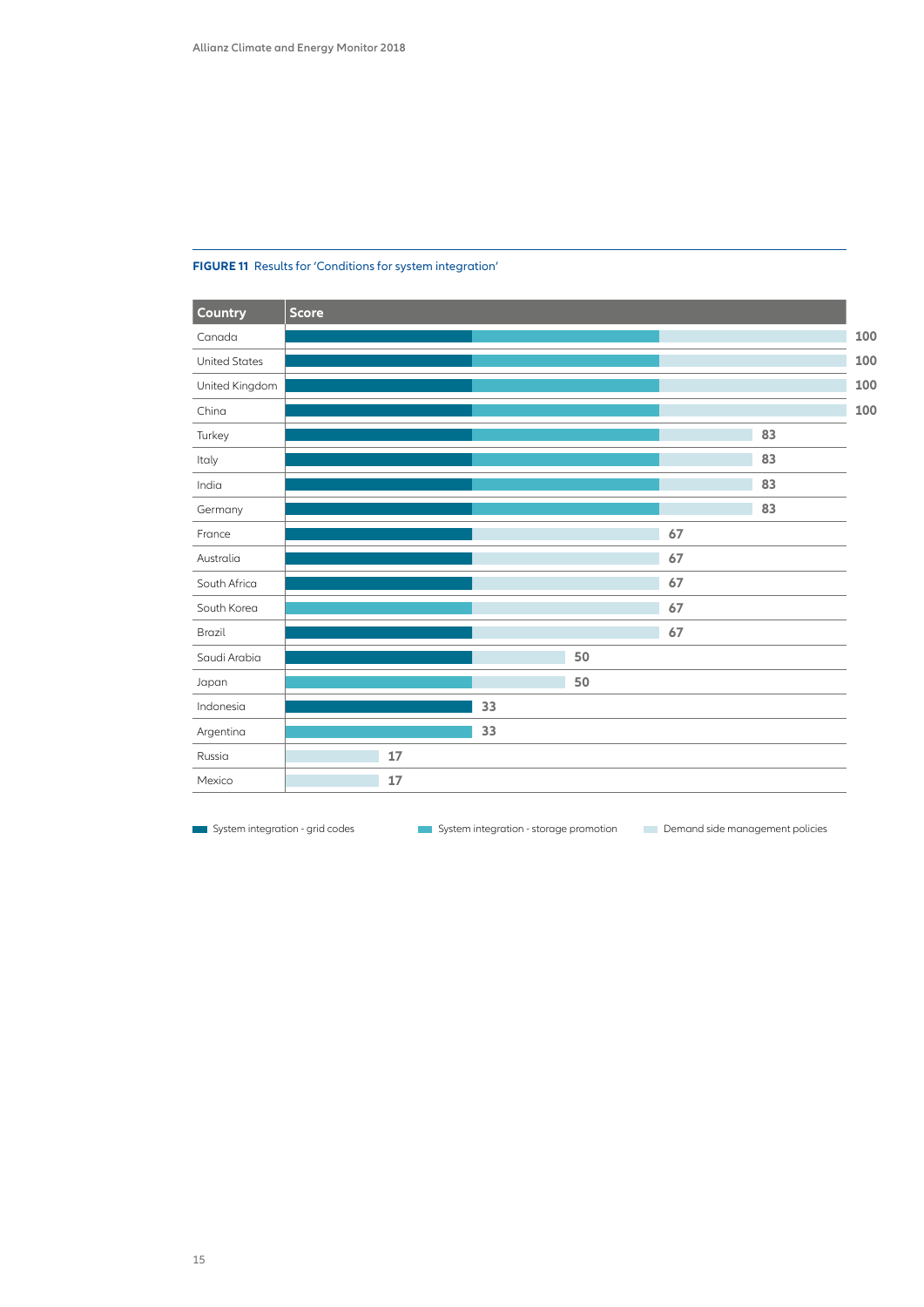**FIGURE 11** Results for 'Conditions for system integration'

| Country | Score |
|---|---|
| Canada | 100 |
| United States | 100 |
| United Kingdom | 100 |
| China | 100 |
| Turkey | 83 |
| Italy | 83 |
| India | 83 |
| Germany | 83 |
| France | 67 |
| Australia | 67 |
| South Africa | 67 |
| South Korea | 67 |
| Brazil | 67 |
| Saudi Arabia | 50 |
| Japan | 50 |
| Indonesia | 33 |
| Argentina | 33 |
| Russia | 17 |
| Mexico | 17 |

System integration - grid codes | System integration - storage promotion | Demand side management policies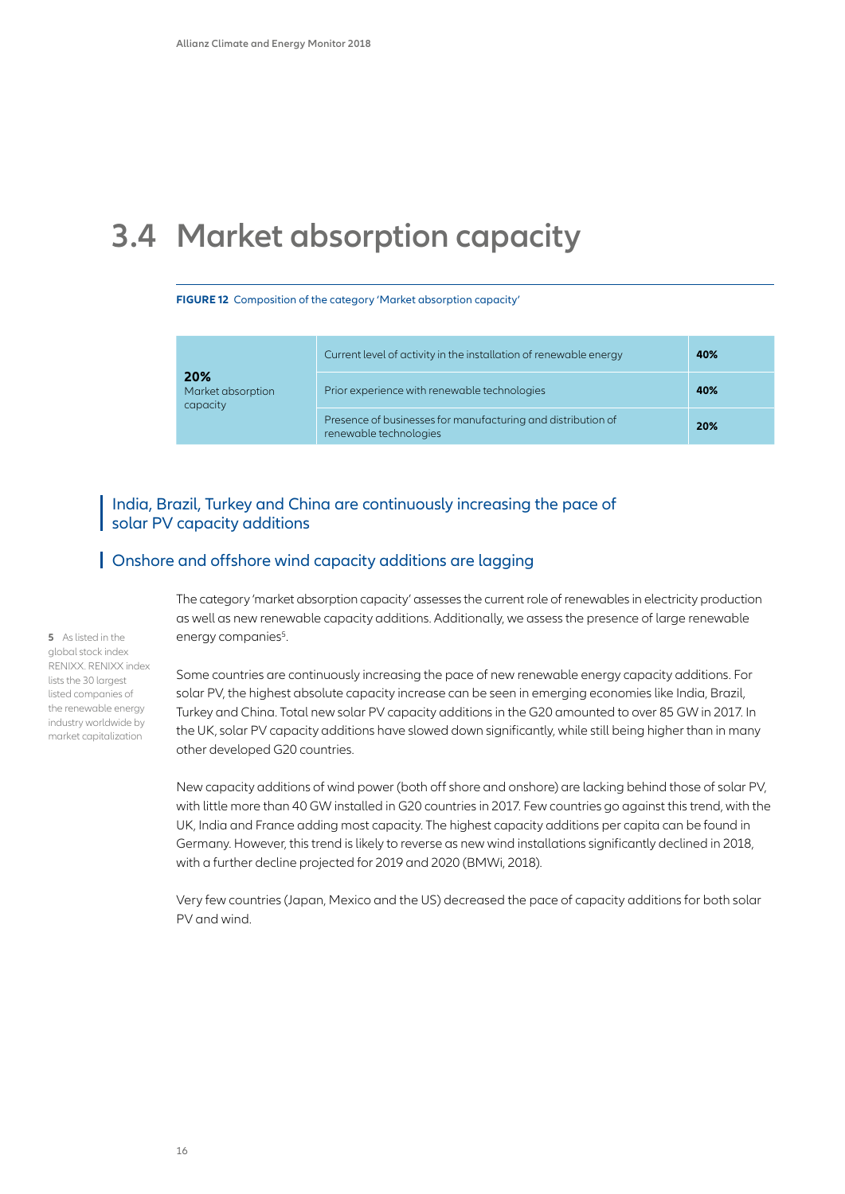# 3.4 Market absorption capacity

**FIGURE 12** Composition of the category 'Market absorption capacity'

| | | |
|---|---|---|
| **20%** Market absorption capacity | Current level of activity in the installation of renewable energy | **40%** |
| | Prior experience with renewable technologies | **40%** |
| | Presence of businesses for manufacturing and distribution of renewable technologies | **20%** |

## India, Brazil, Turkey and China are continuously increasing the pace of solar PV capacity additions

## Onshore and offshore wind capacity additions are lagging

The category 'market absorption capacity' assesses the current role of renewables in electricity production as well as new renewable capacity additions. Additionally, we assess the presence of large renewable energy companies[5].

Some countries are continuously increasing the pace of new renewable energy capacity additions. For solar PV, the highest absolute capacity increase can be seen in emerging economies like India, Brazil, Turkey and China. Total new solar PV capacity additions in the G20 amounted to over 85 GW in 2017. In the UK, solar PV capacity additions have slowed down significantly, while still being higher than in many other developed G20 countries.

New capacity additions of wind power (both off shore and onshore) are lacking behind those of solar PV, with little more than 40 GW installed in G20 countries in 2017. Few countries go against this trend, with the UK, India and France adding most capacity. The highest capacity additions per capita can be found in Germany. However, this trend is likely to reverse as new wind installations significantly declined in 2018, with a further decline projected for 2019 and 2020 (BMWi, 2018).

Very few countries (Japan, Mexico and the US) decreased the pace of capacity additions for both solar PV and wind.

5 As listed in the global stock index RENIXX. RENIXX index lists the 30 largest listed companies of the renewable energy industry worldwide by market capitalization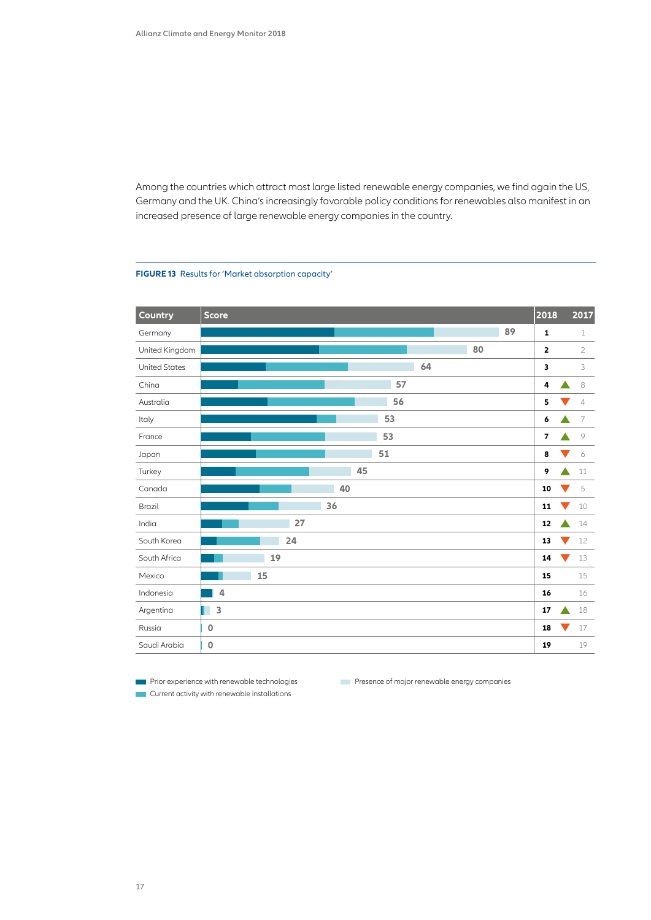Among the countries which attract most large listed renewable energy companies, we find again the US, Germany and the UK. China's increasingly favorable policy conditions for renewables also manifest in an increased presence of large renewable energy companies in the country.

**FIGURE 13** Results for 'Market absorption capacity'

| Country | Score | 2018 | | 2017 |
|---|---|---|---|---|
| Germany | 89 | 1 | | 1 |
| United Kingdom | 80 | 2 | | 2 |
| United States | 64 | 3 | | 3 |
| China | 57 | 4 | ▲ | 8 |
| Australia | 56 | 5 | ▼ | 4 |
| Italy | 53 | 6 | ▲ | 7 |
| France | 53 | 7 | ▲ | 9 |
| Japan | 51 | 8 | ▼ | 6 |
| Turkey | 45 | 9 | ▲ | 11 |
| Canada | 40 | 10 | ▼ | 5 |
| Brazil | 36 | 11 | ▼ | 10 |
| India | 27 | 12 | ▲ | 14 |
| South Korea | 24 | 13 | ▼ | 12 |
| South Africa | 19 | 14 | ▼ | 13 |
| Mexico | 15 | 15 | | 15 |
| Indonesia | 4 | 16 | | 16 |
| Argentina | 3 | 17 | ▲ | 18 |
| Russia | 0 | 18 | ▼ | 17 |
| Saudi Arabia | 0 | 19 | | 19 |

Prior experience with renewable technologies
Current activity with renewable installations
Presence of major renewable energy companies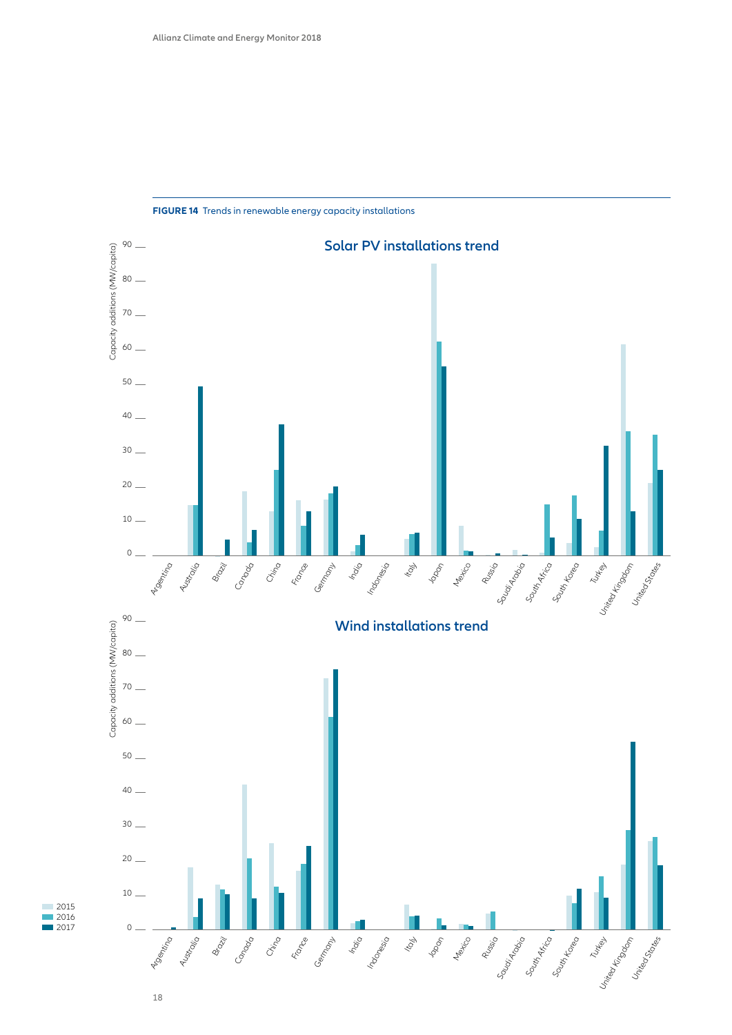**FIGURE 14** Trends in renewable energy capacity installations

## Solar PV installations trend

Capacity additions (MW/capita)

90, 80, 70, 60, 50, 40, 30, 20, 10, 0

Argentina, Australia, Brazil, Canada, China, France, Germany, India, Indonesia, Italy, Japan, Mexico, Russia, Saudi Arabia, South Africa, South Korea, Turkey, United Kingdom, United States

## Wind installations trend

Capacity additions (MW/capita)

90, 80, 70, 60, 50, 40, 30, 20, 10, 0

Argentina, Australia, Brazil, Canada, China, France, Germany, India, Indonesia, Italy, Japan, Mexico, Russia, Saudi Arabia, South Africa, South Korea, Turkey, United Kingdom, United States

2015
2016
2017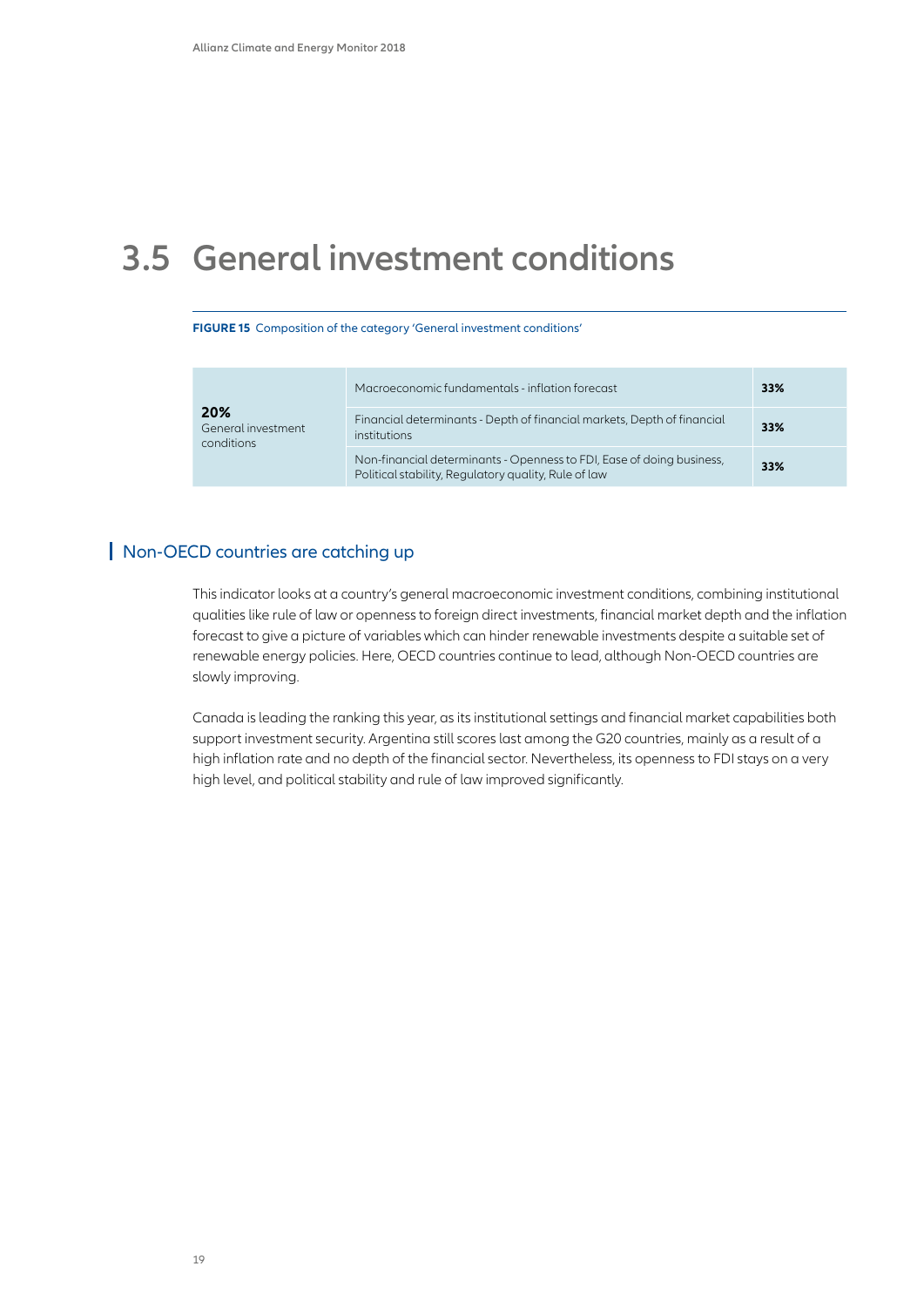# 3.5 General investment conditions

**FIGURE 15** Composition of the category 'General investment conditions'

| | | |
|---|---|---|
| **20%** General investment conditions | Macroeconomic fundamentals - inflation forecast | **33%** |
| | Financial determinants - Depth of financial markets, Depth of financial institutions | **33%** |
| | Non-financial determinants - Openness to FDI, Ease of doing business, Political stability, Regulatory quality, Rule of law | **33%** |

## Non-OECD countries are catching up

This indicator looks at a country's general macroeconomic investment conditions, combining institutional qualities like rule of law or openness to foreign direct investments, financial market depth and the inflation forecast to give a picture of variables which can hinder renewable investments despite a suitable set of renewable energy policies. Here, OECD countries continue to lead, although Non-OECD countries are slowly improving.

Canada is leading the ranking this year, as its institutional settings and financial market capabilities both support investment security. Argentina still scores last among the G20 countries, mainly as a result of a high inflation rate and no depth of the financial sector. Nevertheless, its openness to FDI stays on a very high level, and political stability and rule of law improved significantly.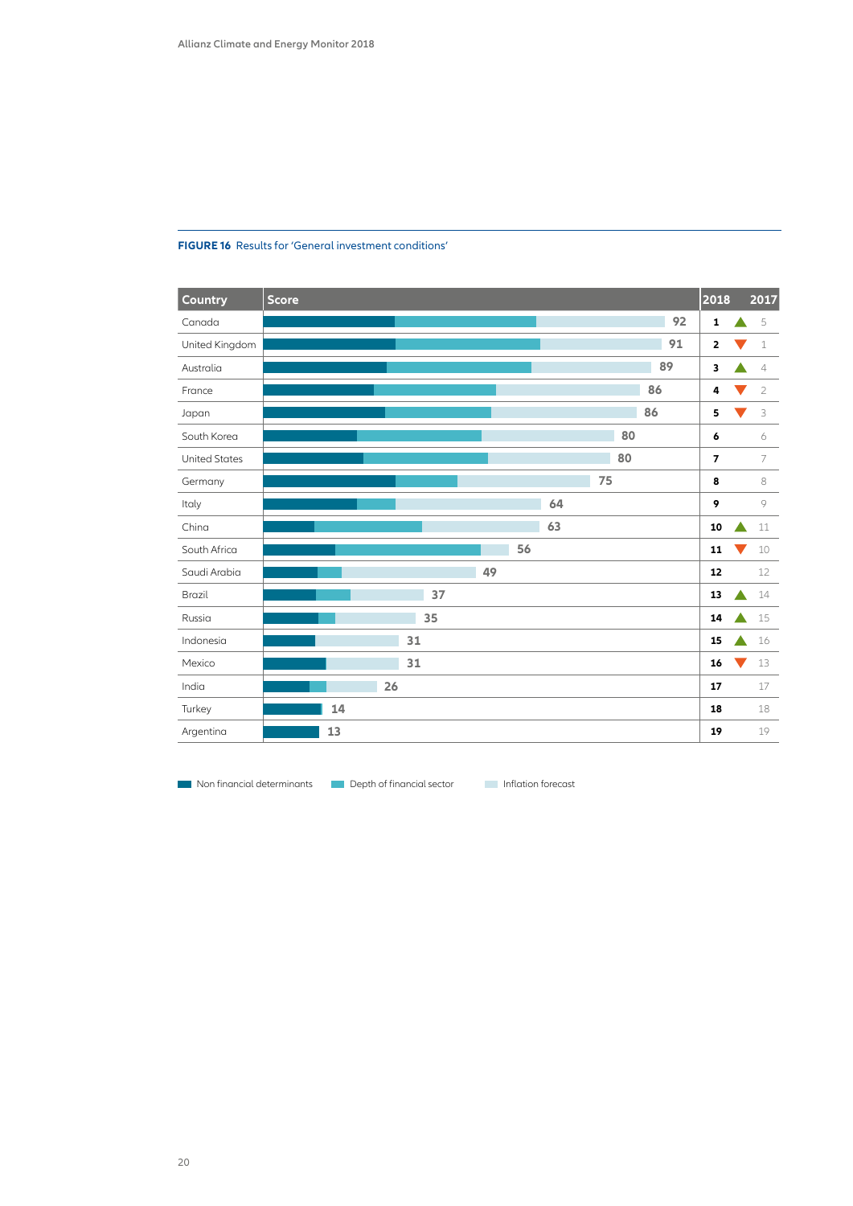**FIGURE 16** Results for 'General investment conditions'

| Country | Score | 2018 | | 2017 |
|---|---|---|---|---|
| Canada | 92 | 1 | ▲ | 5 |
| United Kingdom | 91 | 2 | ▼ | 1 |
| Australia | 89 | 3 | ▲ | 4 |
| France | 86 | 4 | ▼ | 2 |
| Japan | 86 | 5 | ▼ | 3 |
| South Korea | 80 | 6 | | 6 |
| United States | 80 | 7 | | 7 |
| Germany | 75 | 8 | | 8 |
| Italy | 64 | 9 | | 9 |
| China | 63 | 10 | ▲ | 11 |
| South Africa | 56 | 11 | ▼ | 10 |
| Saudi Arabia | 49 | 12 | | 12 |
| Brazil | 37 | 13 | ▲ | 14 |
| Russia | 35 | 14 | ▲ | 15 |
| Indonesia | 31 | 15 | ▲ | 16 |
| Mexico | 31 | 16 | ▼ | 13 |
| India | 26 | 17 | | 17 |
| Turkey | 14 | 18 | | 18 |
| Argentina | 13 | 19 | | 19 |

Non financial determinants | Depth of financial sector | Inflation forecast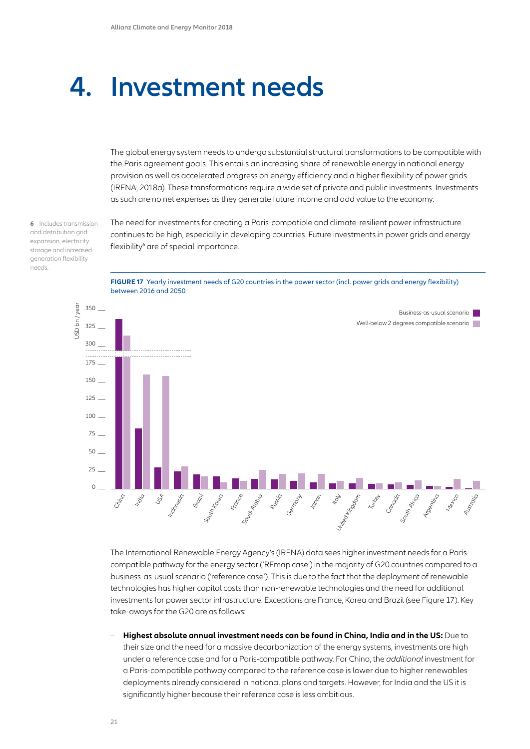# 4. Investment needs

The global energy system needs to undergo substantial structural transformations to be compatible with the Paris agreement goals. This entails an increasing share of renewable energy in national energy provision as well as accelerated progress on energy efficiency and a higher flexibility of power grids (IRENA, 2018a). These transformations require a wide set of private and public investments. Investments as such are no net expenses as they generate future income and add value to the economy.

The need for investments for creating a Paris-compatible and climate-resilient power infrastructure continues to be high, especially in developing countries. Future investments in power grids and energy flexibility[6] are of special importance.

[6] Includes transmission and distribution grid expansion, electricity storage and increased generation flexibility needs.

**FIGURE 17** Yearly investment needs of G20 countries in the power sector (incl. power grids and energy flexibility) between 2016 and 2050

The International Renewable Energy Agency's (IRENA) data sees higher investment needs for a Paris-compatible pathway for the energy sector ('REmap case') in the majority of G20 countries compared to a business-as-usual scenario ('reference case'). This is due to the fact that the deployment of renewable technologies has higher capital costs than non-renewable technologies and the need for additional investments for power sector infrastructure. Exceptions are France, Korea and Brazil (see Figure 17). Key take-aways for the G20 are as follows:

- **Highest absolute annual investment needs can be found in China, India and in the US:** Due to their size and the need for a massive decarbonization of the energy systems, investments are high under a reference case and for a Paris-compatible pathway. For China, the *additional* investment for a Paris-compatible pathway compared to the reference case is lower due to higher renewables deployments already considered in national plans and targets. However, for India and the US it is significantly higher because their reference case is less ambitious.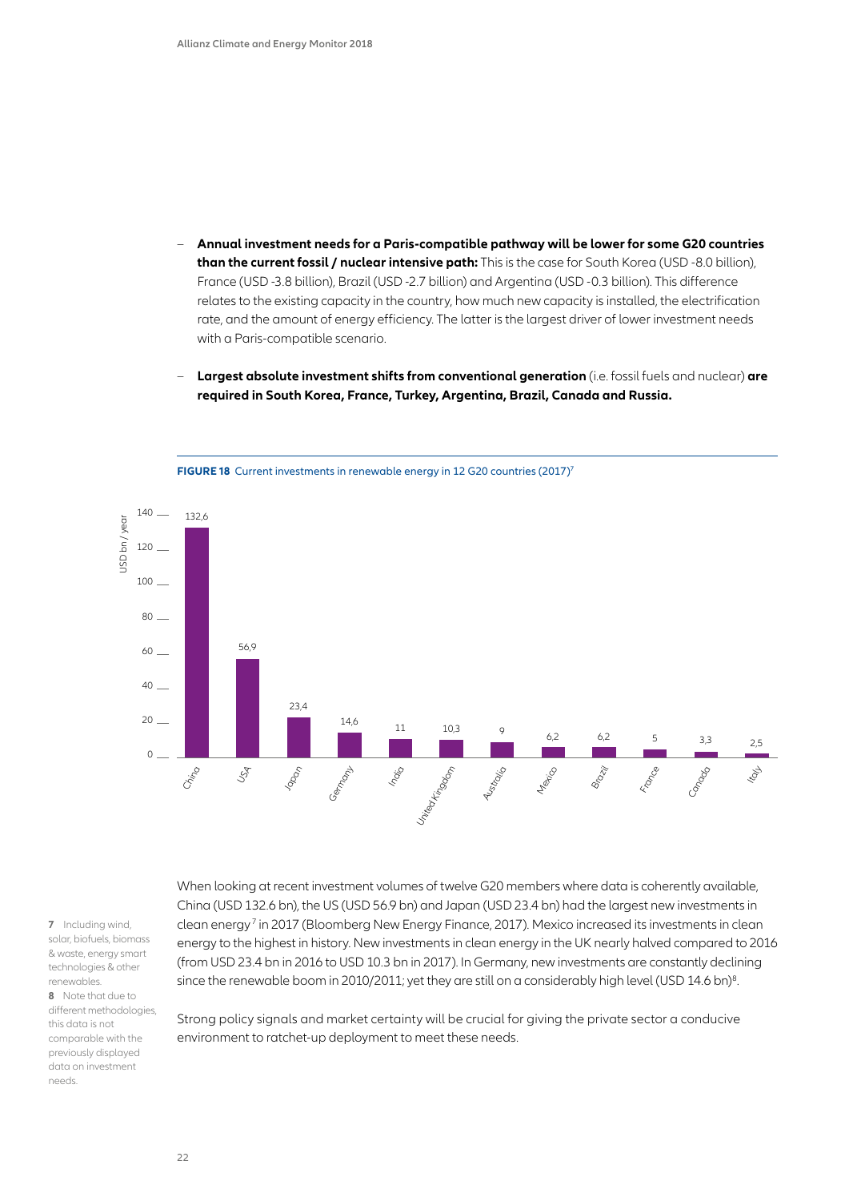- **Annual investment needs for a Paris-compatible pathway will be lower for some G20 countries than the current fossil / nuclear intensive path:** This is the case for South Korea (USD -8.0 billion), France (USD -3.8 billion), Brazil (USD -2.7 billion) and Argentina (USD -0.3 billion). This difference relates to the existing capacity in the country, how much new capacity is installed, the electrification rate, and the amount of energy efficiency. The latter is the largest driver of lower investment needs with a Paris-compatible scenario.

- **Largest absolute investment shifts from conventional generation** (i.e. fossil fuels and nuclear) **are required in South Korea, France, Turkey, Argentina, Brazil, Canada and Russia.**

**FIGURE 18** Current investments in renewable energy in 12 G20 countries (2017)[7]

| Country | USD bn / year |
|---|---|
| China | 132,6 |
| USA | 56,9 |
| Japan | 23,4 |
| Germany | 14,6 |
| India | 11 |
| United Kingdom | 10,3 |
| Australia | 9 |
| Mexico | 6,2 |
| Brazil | 6,2 |
| France | 5 |
| Canada | 3,3 |
| Italy | 2,5 |

When looking at recent investment volumes of twelve G20 members where data is coherently available, China (USD 132.6 bn), the US (USD 56.9 bn) and Japan (USD 23.4 bn) had the largest new investments in clean energy[7] in 2017 (Bloomberg New Energy Finance, 2017). Mexico increased its investments in clean energy to the highest in history. New investments in clean energy in the UK nearly halved compared to 2016 (from USD 23.4 bn in 2016 to USD 10.3 bn in 2017). In Germany, new investments are constantly declining since the renewable boom in 2010/2011; yet they are still on a considerably high level (USD 14.6 bn)[8].

Strong policy signals and market certainty will be crucial for giving the private sector a conducive environment to ratchet-up deployment to meet these needs.

[7] Including wind, solar, biofuels, biomass & waste, energy smart technologies & other renewables.

[8] Note that due to different methodologies, this data is not comparable with the previously displayed data on investment needs.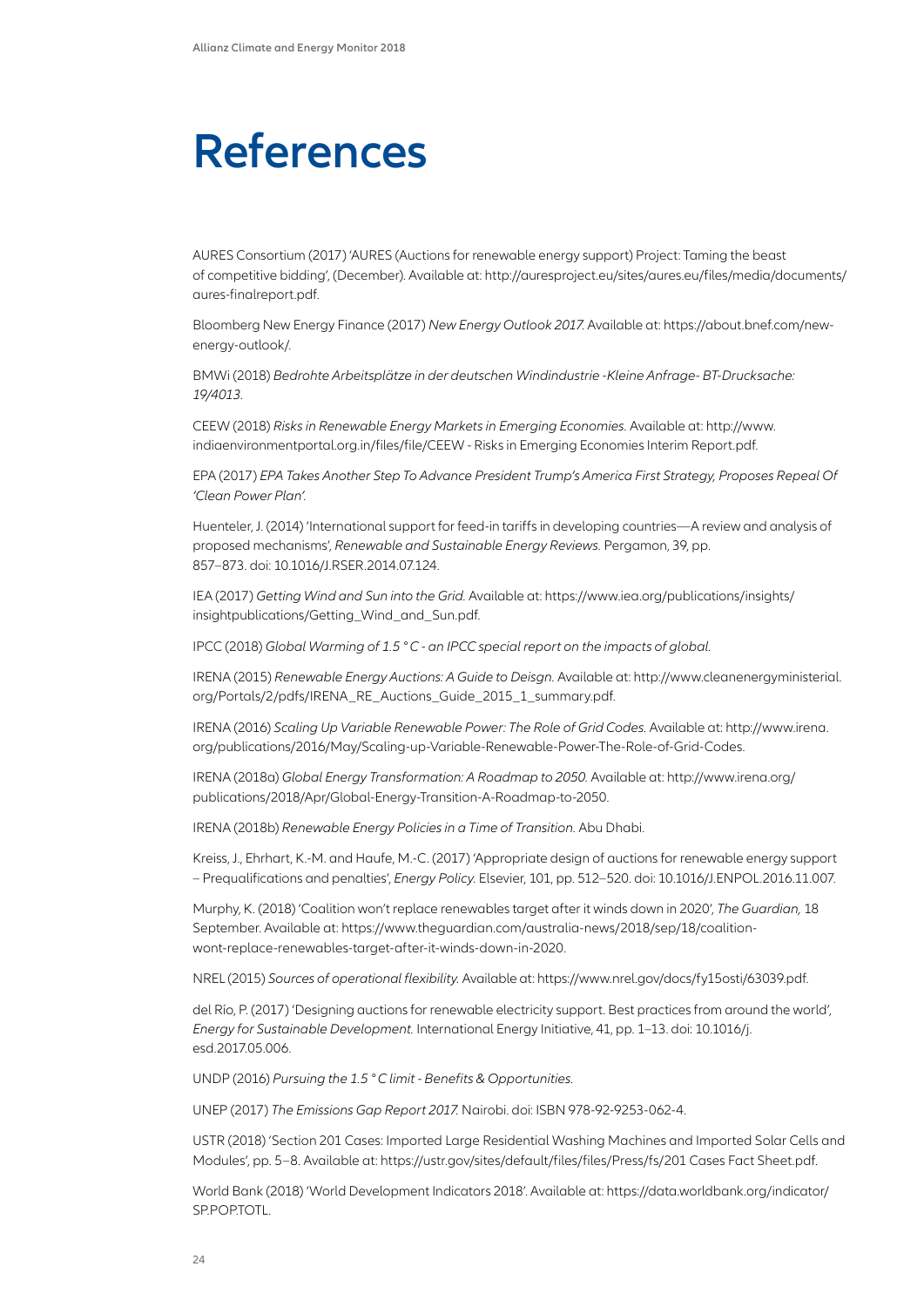# References

AURES Consortium (2017) 'AURES (Auctions for renewable energy support) Project: Taming the beast of competitive bidding', (December). Available at: http://auresproject.eu/sites/aures.eu/files/media/documents/aures-finalreport.pdf.

Bloomberg New Energy Finance (2017) *New Energy Outlook 2017.* Available at: https://about.bnef.com/new-energy-outlook/.

BMWi (2018) *Bedrohte Arbeitsplätze in der deutschen Windindustrie -Kleine Anfrage- BT-Drucksache: 19/4013.*

CEEW (2018) *Risks in Renewable Energy Markets in Emerging Economies.* Available at: http://www.indiaenvironmentportal.org.in/files/file/CEEW - Risks in Emerging Economies Interim Report.pdf.

EPA (2017) *EPA Takes Another Step To Advance President Trump's America First Strategy, Proposes Repeal Of 'Clean Power Plan'.*

Huenteler, J. (2014) 'International support for feed-in tariffs in developing countries—A review and analysis of proposed mechanisms', *Renewable and Sustainable Energy Reviews.* Pergamon, 39, pp. 857–873. doi: 10.1016/J.RSER.2014.07.124.

IEA (2017) *Getting Wind and Sun into the Grid.* Available at: https://www.iea.org/publications/insights/insightpublications/Getting_Wind_and_Sun.pdf.

IPCC (2018) *Global Warming of 1.5 °C - an IPCC special report on the impacts of global.*

IRENA (2015) *Renewable Energy Auctions: A Guide to Deisgn.* Available at: http://www.cleanenergyministerial.org/Portals/2/pdfs/IRENA_RE_Auctions_Guide_2015_1_summary.pdf.

IRENA (2016) *Scaling Up Variable Renewable Power: The Role of Grid Codes.* Available at: http://www.irena.org/publications/2016/May/Scaling-up-Variable-Renewable-Power-The-Role-of-Grid-Codes.

IRENA (2018a) *Global Energy Transformation: A Roadmap to 2050.* Available at: http://www.irena.org/publications/2018/Apr/Global-Energy-Transition-A-Roadmap-to-2050.

IRENA (2018b) *Renewable Energy Policies in a Time of Transition.* Abu Dhabi.

Kreiss, J., Ehrhart, K.-M. and Haufe, M.-C. (2017) 'Appropriate design of auctions for renewable energy support – Prequalifications and penalties', *Energy Policy.* Elsevier, 101, pp. 512–520. doi: 10.1016/J.ENPOL.2016.11.007.

Murphy, K. (2018) 'Coalition won't replace renewables target after it winds down in 2020', *The Guardian,* 18 September. Available at: https://www.theguardian.com/australia-news/2018/sep/18/coalition-wont-replace-renewables-target-after-it-winds-down-in-2020.

NREL (2015) *Sources of operational flexibility.* Available at: https://www.nrel.gov/docs/fy15osti/63039.pdf.

del Río, P. (2017) 'Designing auctions for renewable electricity support. Best practices from around the world', *Energy for Sustainable Development.* International Energy Initiative, 41, pp. 1–13. doi: 10.1016/j.esd.2017.05.006.

UNDP (2016) *Pursuing the 1.5 °C limit - Benefits & Opportunities.*

UNEP (2017) *The Emissions Gap Report 2017.* Nairobi. doi: ISBN 978-92-9253-062-4.

USTR (2018) 'Section 201 Cases: Imported Large Residential Washing Machines and Imported Solar Cells and Modules', pp. 5–8. Available at: https://ustr.gov/sites/default/files/files/Press/fs/201 Cases Fact Sheet.pdf.

World Bank (2018) 'World Development Indicators 2018'. Available at: https://data.worldbank.org/indicator/SP.POP.TOTL.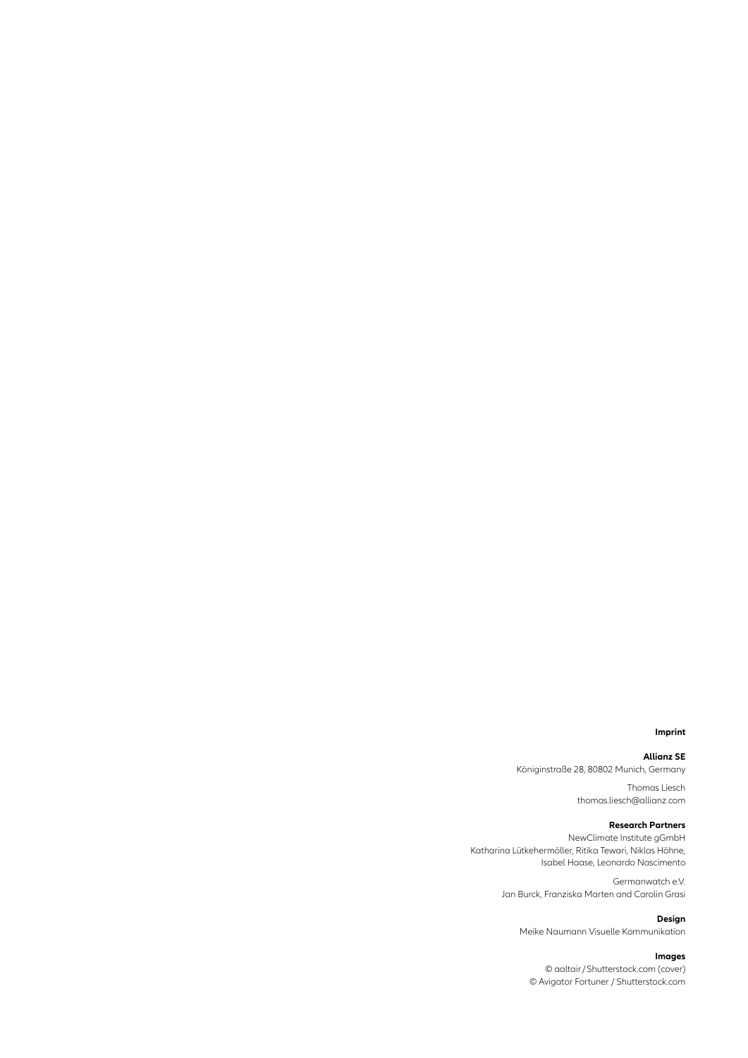**Imprint**

**Allianz SE**
Königinstraße 28, 80802 Munich, Germany

Thomas Liesch
thomas.liesch@allianz.com

**Research Partners**
NewClimate Institute gGmbH
Katharina Lütkehermöller, Ritika Tewari, Niklas Höhne, Isabel Haase, Leonardo Nascimento

Germanwatch e.V.
Jan Burck, Franziska Marten and Carolin Grasi

**Design**
Meike Naumann Visuelle Kommunikation

**Images**
© aaltair / Shutterstock.com (cover)
© Avigator Fortuner / Shutterstock.com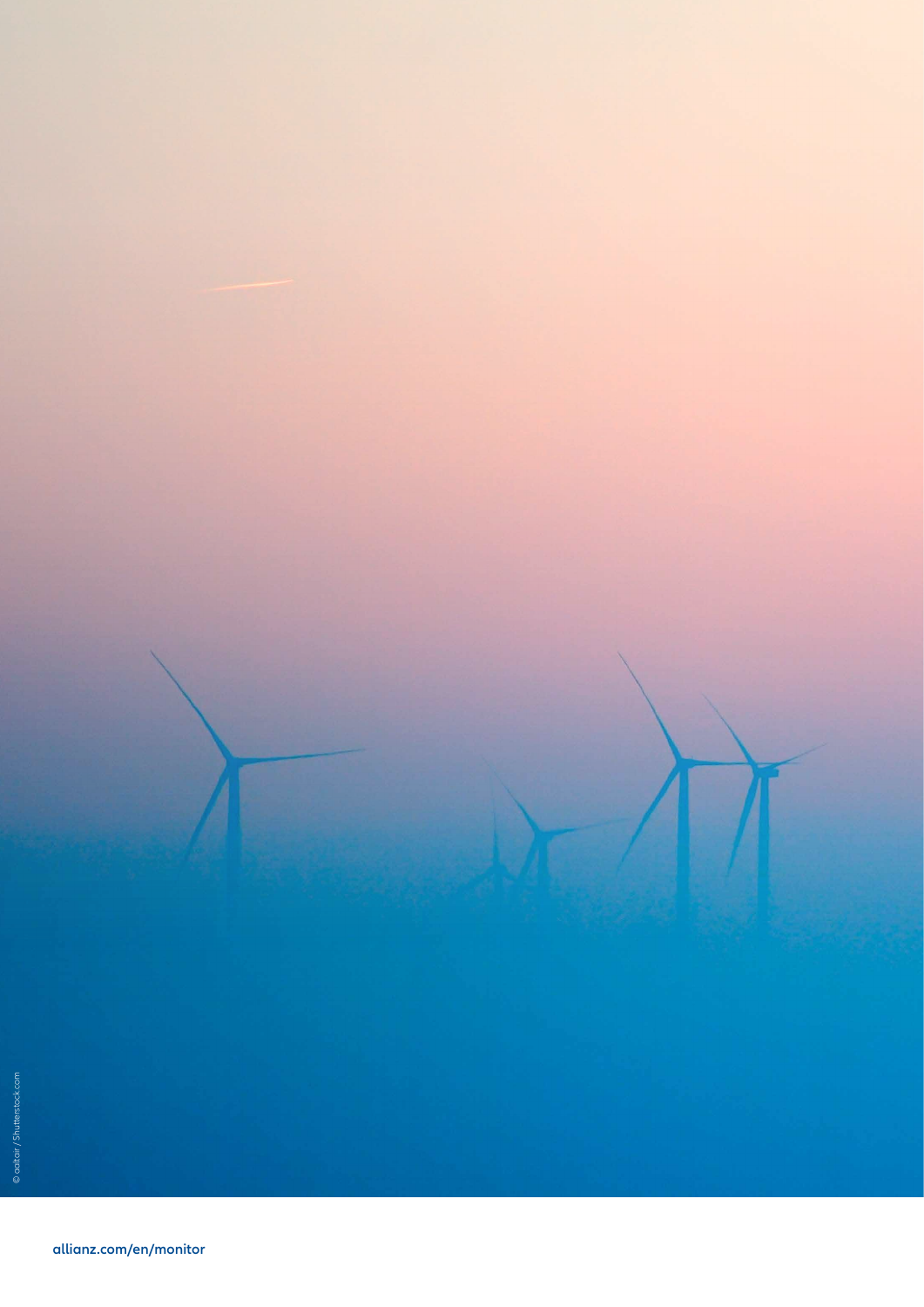© aaltair / Shutterstock.com

allianz.com/en/monitor